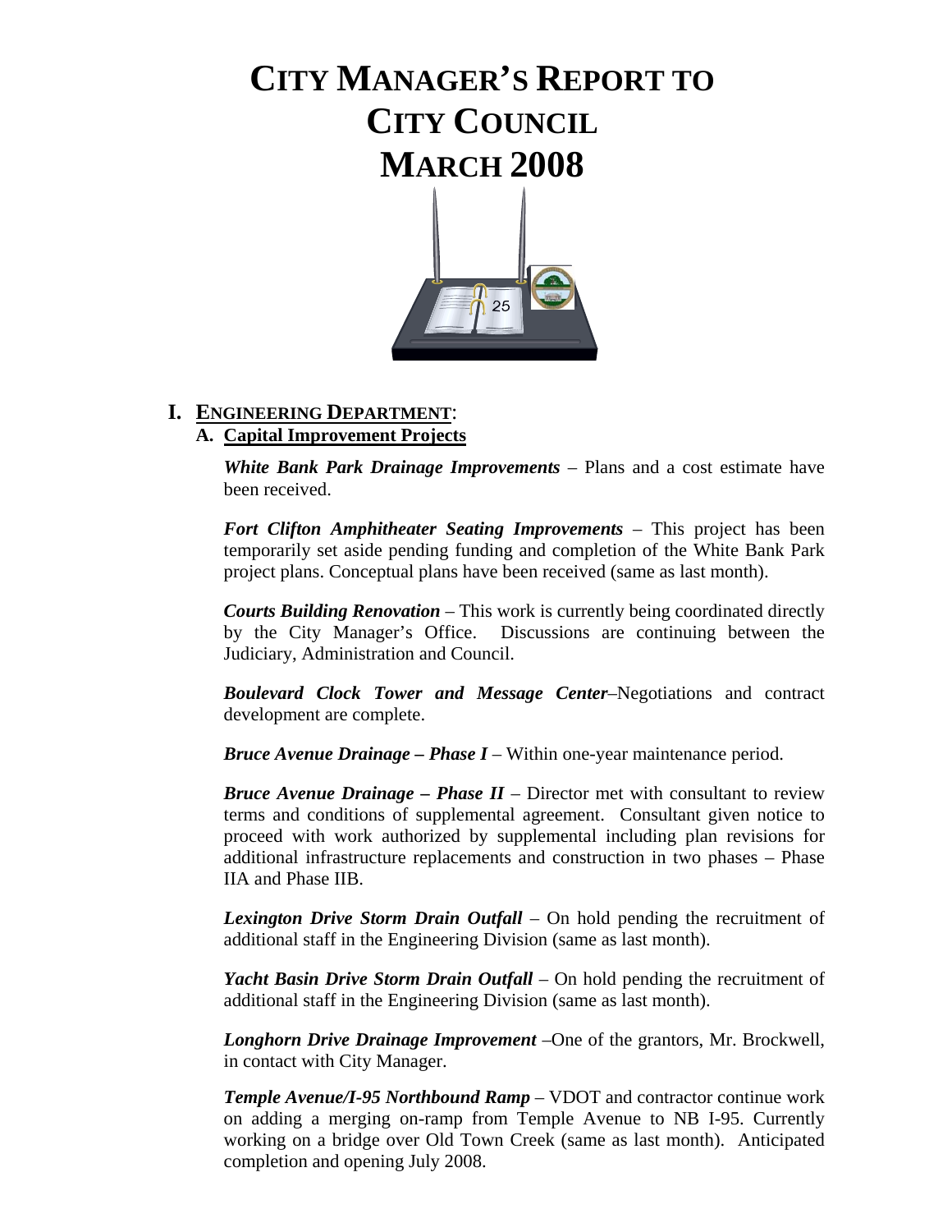# CITY MANAGER'S REPORT TO CITY COUNCIL MARCH 2008

## I. ENGINEERING DEPARTMENT:

### A. Capital Improvement Projects

***White Bank Park Drainage Improvements*** – Plans and a cost estimate have been received.

***Fort Clifton Amphitheater Seating Improvements*** – This project has been temporarily set aside pending funding and completion of the White Bank Park project plans. Conceptual plans have been received (same as last month).

***Courts Building Renovation*** – This work is currently being coordinated directly by the City Manager's Office. Discussions are continuing between the Judiciary, Administration and Council.

***Boulevard Clock Tower and Message Center***–Negotiations and contract development are complete.

***Bruce Avenue Drainage – Phase I*** – Within one-year maintenance period.

***Bruce Avenue Drainage – Phase II*** – Director met with consultant to review terms and conditions of supplemental agreement. Consultant given notice to proceed with work authorized by supplemental including plan revisions for additional infrastructure replacements and construction in two phases – Phase IIA and Phase IIB.

***Lexington Drive Storm Drain Outfall*** – On hold pending the recruitment of additional staff in the Engineering Division (same as last month).

***Yacht Basin Drive Storm Drain Outfall*** – On hold pending the recruitment of additional staff in the Engineering Division (same as last month).

***Longhorn Drive Drainage Improvement*** –One of the grantors, Mr. Brockwell, in contact with City Manager.

***Temple Avenue/I-95 Northbound Ramp*** – VDOT and contractor continue work on adding a merging on-ramp from Temple Avenue to NB I-95. Currently working on a bridge over Old Town Creek (same as last month). Anticipated completion and opening July 2008.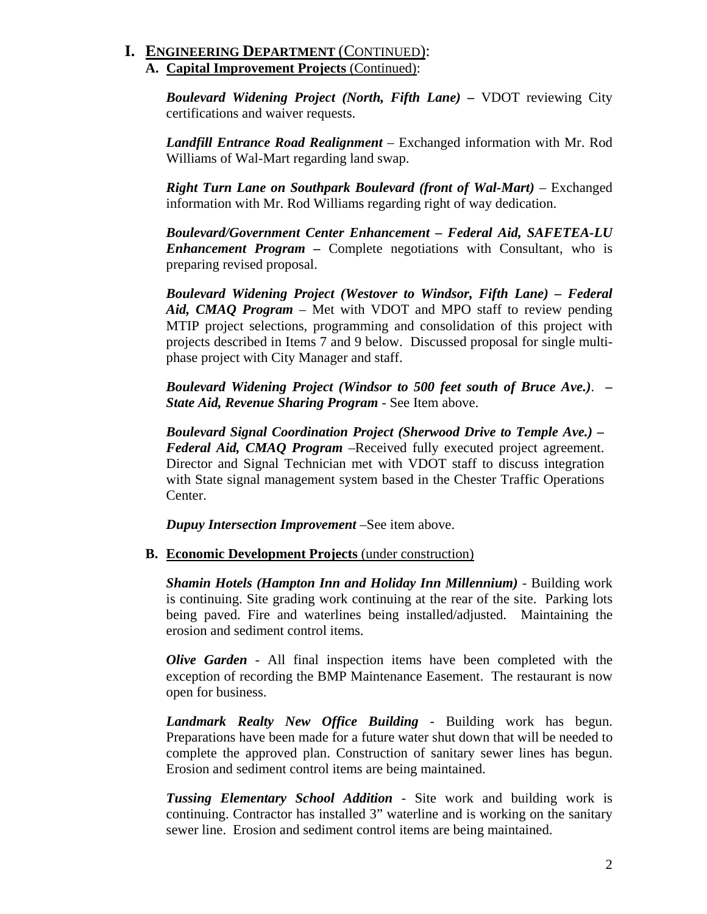# I. ENGINEERING DEPARTMENT (CONTINUED):

## A. Capital Improvement Projects (Continued):

***Boulevard Widening Project (North, Fifth Lane) –*** VDOT reviewing City certifications and waiver requests.

***Landfill Entrance Road Realignment*** – Exchanged information with Mr. Rod Williams of Wal-Mart regarding land swap.

***Right Turn Lane on Southpark Boulevard (front of Wal-Mart)*** – Exchanged information with Mr. Rod Williams regarding right of way dedication.

***Boulevard/Government Center Enhancement – Federal Aid, SAFETEA-LU Enhancement Program –*** Complete negotiations with Consultant, who is preparing revised proposal.

***Boulevard Widening Project (Westover to Windsor, Fifth Lane) – Federal Aid, CMAQ Program*** – Met with VDOT and MPO staff to review pending MTIP project selections, programming and consolidation of this project with projects described in Items 7 and 9 below. Discussed proposal for single multi-phase project with City Manager and staff.

***Boulevard Widening Project (Windsor to 500 feet south of Bruce Ave.). – State Aid, Revenue Sharing Program*** - See Item above.

***Boulevard Signal Coordination Project (Sherwood Drive to Temple Ave.) – Federal Aid, CMAQ Program*** –Received fully executed project agreement. Director and Signal Technician met with VDOT staff to discuss integration with State signal management system based in the Chester Traffic Operations Center.

***Dupuy Intersection Improvement*** –See item above.

## B. Economic Development Projects (under construction)

***Shamin Hotels (Hampton Inn and Holiday Inn Millennium)*** - Building work is continuing. Site grading work continuing at the rear of the site. Parking lots being paved. Fire and waterlines being installed/adjusted. Maintaining the erosion and sediment control items.

***Olive Garden*** - All final inspection items have been completed with the exception of recording the BMP Maintenance Easement. The restaurant is now open for business.

***Landmark Realty New Office Building*** - Building work has begun. Preparations have been made for a future water shut down that will be needed to complete the approved plan. Construction of sanitary sewer lines has begun. Erosion and sediment control items are being maintained.

***Tussing Elementary School Addition*** - Site work and building work is continuing. Contractor has installed 3" waterline and is working on the sanitary sewer line. Erosion and sediment control items are being maintained.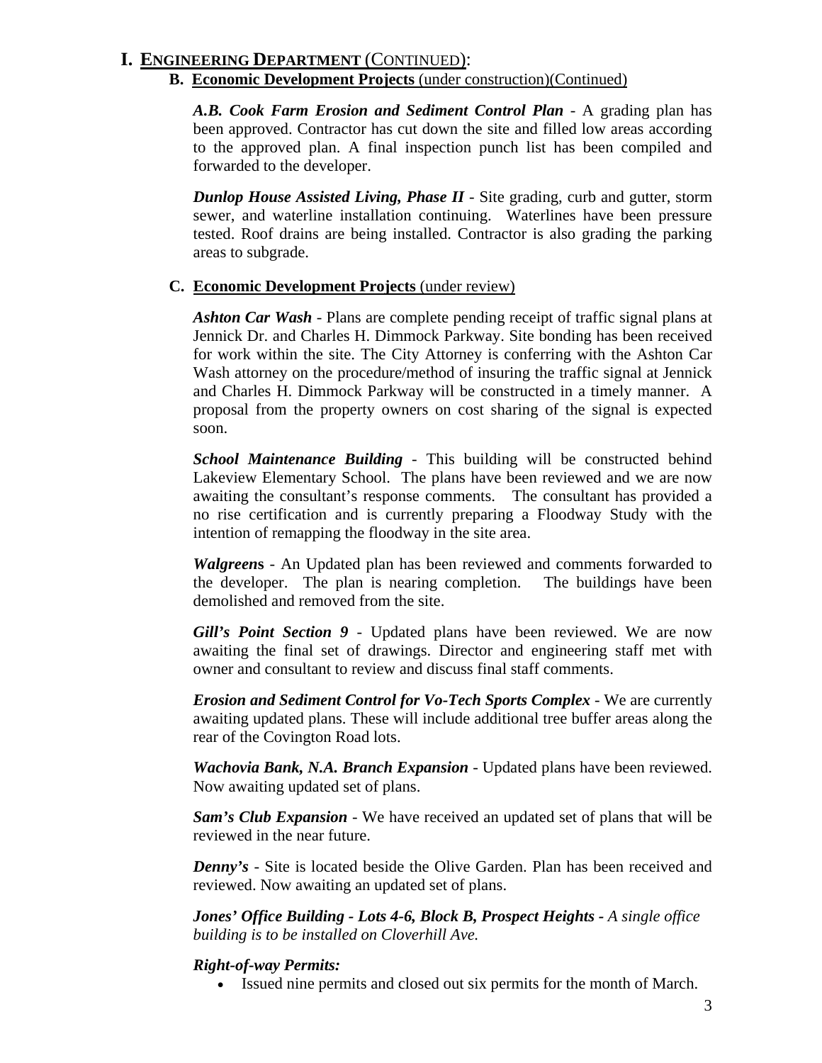# I. ENGINEERING DEPARTMENT (CONTINUED):

## B. Economic Development Projects (under construction)(Continued)

***A.B. Cook Farm Erosion and Sediment Control Plan*** - A grading plan has been approved. Contractor has cut down the site and filled low areas according to the approved plan. A final inspection punch list has been compiled and forwarded to the developer.

***Dunlop House Assisted Living, Phase II*** - Site grading, curb and gutter, storm sewer, and waterline installation continuing. Waterlines have been pressure tested. Roof drains are being installed. Contractor is also grading the parking areas to subgrade.

## C. Economic Development Projects (under review)

***Ashton Car Wash*** - Plans are complete pending receipt of traffic signal plans at Jennick Dr. and Charles H. Dimmock Parkway. Site bonding has been received for work within the site. The City Attorney is conferring with the Ashton Car Wash attorney on the procedure/method of insuring the traffic signal at Jennick and Charles H. Dimmock Parkway will be constructed in a timely manner. A proposal from the property owners on cost sharing of the signal is expected soon.

***School Maintenance Building*** - This building will be constructed behind Lakeview Elementary School. The plans have been reviewed and we are now awaiting the consultant's response comments. The consultant has provided a no rise certification and is currently preparing a Floodway Study with the intention of remapping the floodway in the site area.

***Walgreens*** - An Updated plan has been reviewed and comments forwarded to the developer. The plan is nearing completion. The buildings have been demolished and removed from the site.

***Gill's Point Section 9*** - Updated plans have been reviewed. We are now awaiting the final set of drawings. Director and engineering staff met with owner and consultant to review and discuss final staff comments.

***Erosion and Sediment Control for Vo-Tech Sports Complex*** - We are currently awaiting updated plans. These will include additional tree buffer areas along the rear of the Covington Road lots.

***Wachovia Bank, N.A. Branch Expansion*** - Updated plans have been reviewed. Now awaiting updated set of plans.

***Sam's Club Expansion*** - We have received an updated set of plans that will be reviewed in the near future.

***Denny's*** - Site is located beside the Olive Garden. Plan has been received and reviewed. Now awaiting an updated set of plans.

***Jones' Office Building - Lots 4-6, Block B, Prospect Heights** - A single office building is to be installed on Cloverhill Ave.*

***Right-of-way Permits:***

- Issued nine permits and closed out six permits for the month of March.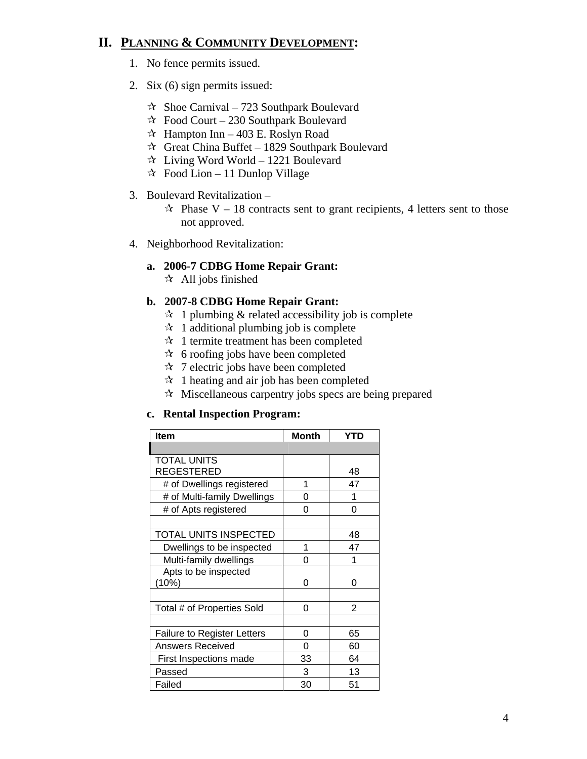## II. PLANNING & COMMUNITY DEVELOPMENT:

1. No fence permits issued.
2. Six (6) sign permits issued:
   - ☆ Shoe Carnival – 723 Southpark Boulevard
   - ☆ Food Court – 230 Southpark Boulevard
   - ☆ Hampton Inn – 403 E. Roslyn Road
   - ☆ Great China Buffet – 1829 Southpark Boulevard
   - ☆ Living Word World – 1221 Boulevard
   - ☆ Food Lion – 11 Dunlop Village
3. Boulevard Revitalization –
   - ☆ Phase V – 18 contracts sent to grant recipients, 4 letters sent to those not approved.
4. Neighborhood Revitalization:

   **a. 2006-7 CDBG Home Repair Grant:**
   - ☆ All jobs finished

   **b. 2007-8 CDBG Home Repair Grant:**
   - ☆ 1 plumbing & related accessibility job is complete
   - ☆ 1 additional plumbing job is complete
   - ☆ 1 termite treatment has been completed
   - ☆ 6 roofing jobs have been completed
   - ☆ 7 electric jobs have been completed
   - ☆ 1 heating and air job has been completed
   - ☆ Miscellaneous carpentry jobs specs are being prepared

   **c. Rental Inspection Program:**

| Item | Month | YTD |
|---|---|---|
| | | |
| TOTAL UNITS REGESTERED | | 48 |
| # of Dwellings registered | 1 | 47 |
| # of Multi-family Dwellings | 0 | 1 |
| # of Apts registered | 0 | 0 |
| | | |
| TOTAL UNITS INSPECTED | | 48 |
| Dwellings to be inspected | 1 | 47 |
| Multi-family dwellings | 0 | 1 |
| Apts to be inspected (10%) | 0 | 0 |
| | | |
| Total # of Properties Sold | 0 | 2 |
| | | |
| Failure to Register Letters | 0 | 65 |
| Answers Received | 0 | 60 |
| First Inspections made | 33 | 64 |
| Passed | 3 | 13 |
| Failed | 30 | 51 |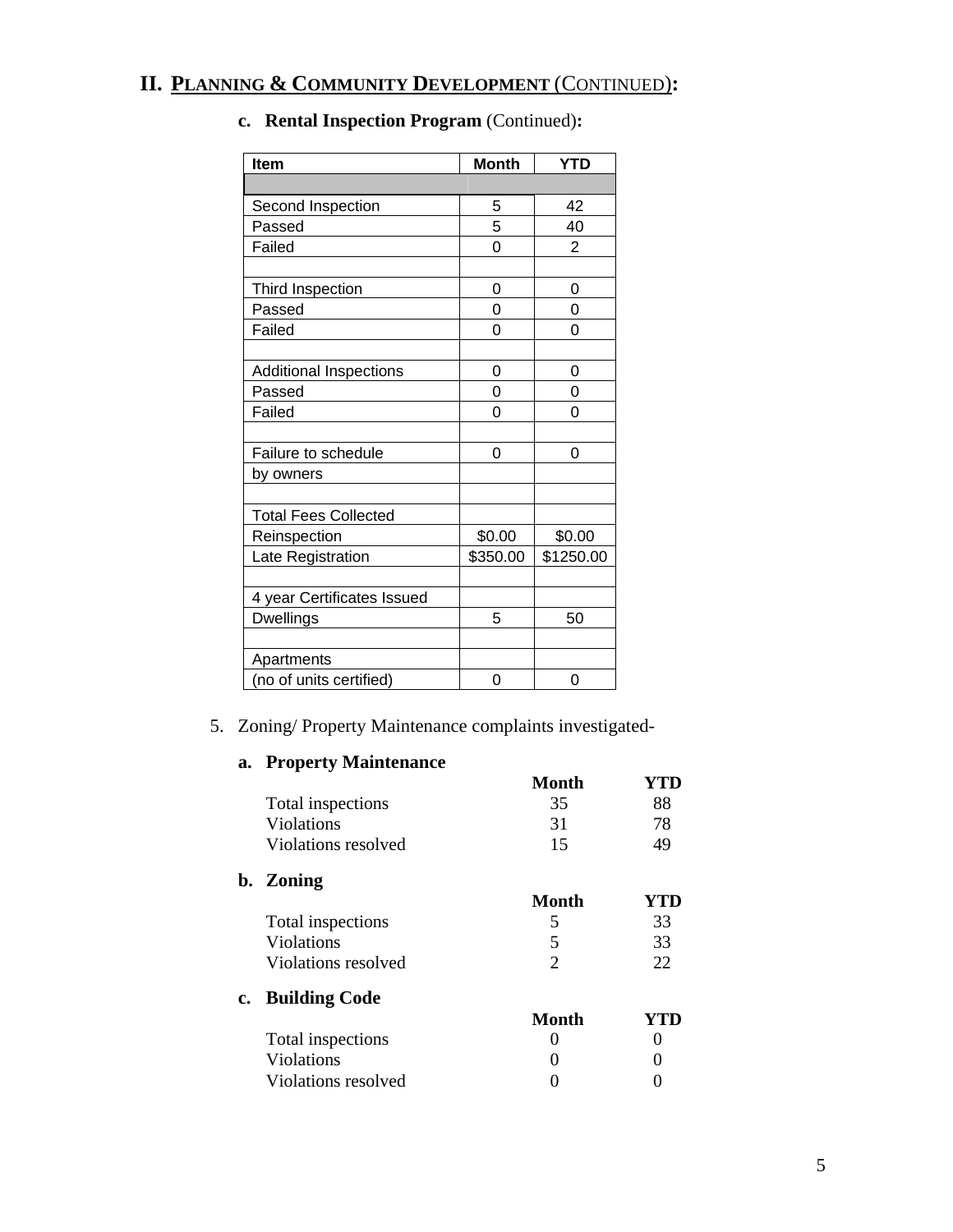## II. PLANNING & COMMUNITY DEVELOPMENT (CONTINUED):

### c. Rental Inspection Program (Continued):

| Item | Month | YTD |
|---|---|---|
| | | |
| Second Inspection | 5 | 42 |
| Passed | 5 | 40 |
| Failed | 0 | 2 |
| | | |
| Third Inspection | 0 | 0 |
| Passed | 0 | 0 |
| Failed | 0 | 0 |
| | | |
| Additional Inspections | 0 | 0 |
| Passed | 0 | 0 |
| Failed | 0 | 0 |
| | | |
| Failure to schedule | 0 | 0 |
| by owners | | |
| | | |
| Total Fees Collected | | |
| Reinspection | $0.00 | $0.00 |
| Late Registration | $350.00 | $1250.00 |
| | | |
| 4 year Certificates Issued | | |
| Dwellings | 5 | 50 |
| | | |
| Apartments | | |
| (no of units certified) | 0 | 0 |

5. Zoning/ Property Maintenance complaints investigated-

### a. Property Maintenance

| | Month | YTD |
|---|---|---|
| Total inspections | 35 | 88 |
| Violations | 31 | 78 |
| Violations resolved | 15 | 49 |

### b. Zoning

| | Month | YTD |
|---|---|---|
| Total inspections | 5 | 33 |
| Violations | 5 | 33 |
| Violations resolved | 2 | 22 |

### c. Building Code

| | Month | YTD |
|---|---|---|
| Total inspections | 0 | 0 |
| Violations | 0 | 0 |
| Violations resolved | 0 | 0 |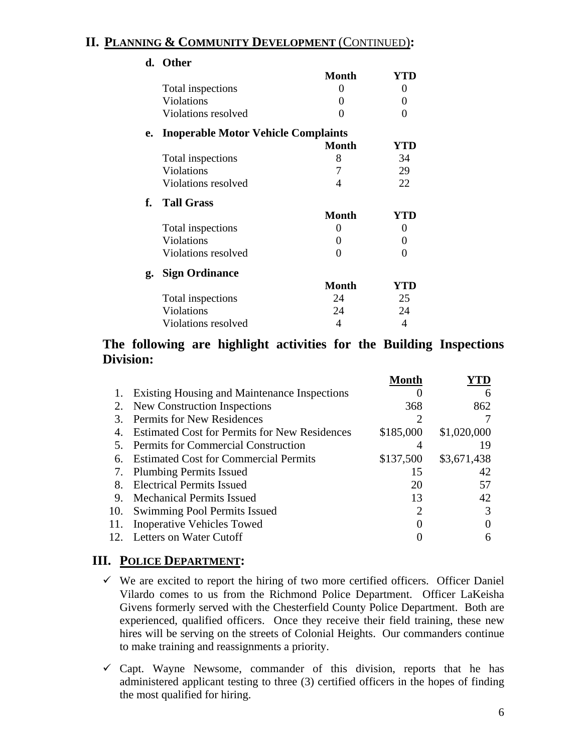## II. PLANNING & COMMUNITY DEVELOPMENT (CONTINUED):

**d. Other**

| | Month | YTD |
|---|---|---|
| Total inspections | 0 | 0 |
| Violations | 0 | 0 |
| Violations resolved | 0 | 0 |

**e. Inoperable Motor Vehicle Complaints**

| | Month | YTD |
|---|---|---|
| Total inspections | 8 | 34 |
| Violations | 7 | 29 |
| Violations resolved | 4 | 22 |

**f. Tall Grass**

| | Month | YTD |
|---|---|---|
| Total inspections | 0 | 0 |
| Violations | 0 | 0 |
| Violations resolved | 0 | 0 |

**g. Sign Ordinance**

| | Month | YTD |
|---|---|---|
| Total inspections | 24 | 25 |
| Violations | 24 | 24 |
| Violations resolved | 4 | 4 |

**The following are highlight activities for the Building Inspections Division:**

| | | Month | YTD |
|---|---|---|---|
| 1. | Existing Housing and Maintenance Inspections | 0 | 6 |
| 2. | New Construction Inspections | 368 | 862 |
| 3. | Permits for New Residences | 2 | 7 |
| 4. | Estimated Cost for Permits for New Residences | $185,000 | $1,020,000 |
| 5. | Permits for Commercial Construction | 4 | 19 |
| 6. | Estimated Cost for Commercial Permits | $137,500 | $3,671,438 |
| 7. | Plumbing Permits Issued | 15 | 42 |
| 8. | Electrical Permits Issued | 20 | 57 |
| 9. | Mechanical Permits Issued | 13 | 42 |
| 10. | Swimming Pool Permits Issued | 2 | 3 |
| 11. | Inoperative Vehicles Towed | 0 | 0 |
| 12. | Letters on Water Cutoff | 0 | 6 |

## III. POLICE DEPARTMENT:

- ✓ We are excited to report the hiring of two more certified officers. Officer Daniel Vilardo comes to us from the Richmond Police Department. Officer LaKeisha Givens formerly served with the Chesterfield County Police Department. Both are experienced, qualified officers. Once they receive their field training, these new hires will be serving on the streets of Colonial Heights. Our commanders continue to make training and reassignments a priority.
- ✓ Capt. Wayne Newsome, commander of this division, reports that he has administered applicant testing to three (3) certified officers in the hopes of finding the most qualified for hiring.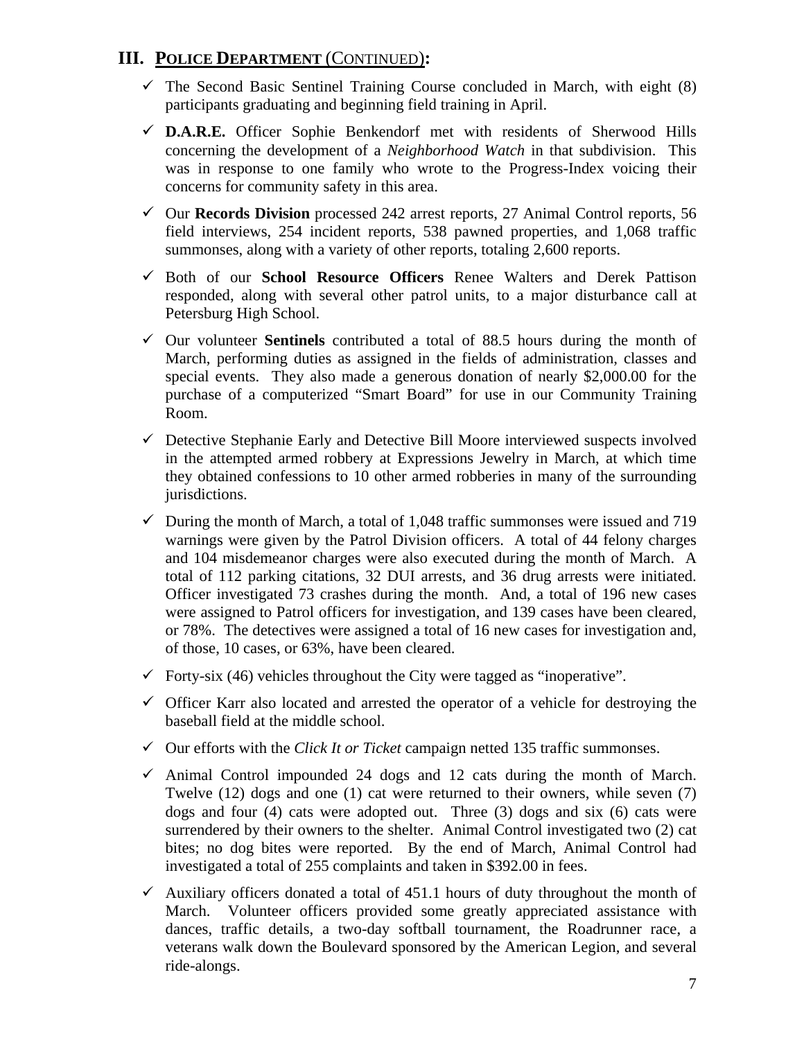## III. **<u>POLICE DEPARTMENT</u>** (<u>CONTINUED</u>)**:**

- ✓ The Second Basic Sentinel Training Course concluded in March, with eight (8) participants graduating and beginning field training in April.
- ✓ **D.A.R.E.** Officer Sophie Benkendorf met with residents of Sherwood Hills concerning the development of a *Neighborhood Watch* in that subdivision. This was in response to one family who wrote to the Progress-Index voicing their concerns for community safety in this area.
- ✓ Our **Records Division** processed 242 arrest reports, 27 Animal Control reports, 56 field interviews, 254 incident reports, 538 pawned properties, and 1,068 traffic summonses, along with a variety of other reports, totaling 2,600 reports.
- ✓ Both of our **School Resource Officers** Renee Walters and Derek Pattison responded, along with several other patrol units, to a major disturbance call at Petersburg High School.
- ✓ Our volunteer **Sentinels** contributed a total of 88.5 hours during the month of March, performing duties as assigned in the fields of administration, classes and special events. They also made a generous donation of nearly $2,000.00 for the purchase of a computerized "Smart Board" for use in our Community Training Room.
- ✓ Detective Stephanie Early and Detective Bill Moore interviewed suspects involved in the attempted armed robbery at Expressions Jewelry in March, at which time they obtained confessions to 10 other armed robberies in many of the surrounding jurisdictions.
- ✓ During the month of March, a total of 1,048 traffic summonses were issued and 719 warnings were given by the Patrol Division officers. A total of 44 felony charges and 104 misdemeanor charges were also executed during the month of March. A total of 112 parking citations, 32 DUI arrests, and 36 drug arrests were initiated. Officer investigated 73 crashes during the month. And, a total of 196 new cases were assigned to Patrol officers for investigation, and 139 cases have been cleared, or 78%. The detectives were assigned a total of 16 new cases for investigation and, of those, 10 cases, or 63%, have been cleared.
- ✓ Forty-six (46) vehicles throughout the City were tagged as "inoperative".
- ✓ Officer Karr also located and arrested the operator of a vehicle for destroying the baseball field at the middle school.
- ✓ Our efforts with the *Click It or Ticket* campaign netted 135 traffic summonses.
- ✓ Animal Control impounded 24 dogs and 12 cats during the month of March. Twelve (12) dogs and one (1) cat were returned to their owners, while seven (7) dogs and four (4) cats were adopted out. Three (3) dogs and six (6) cats were surrendered by their owners to the shelter. Animal Control investigated two (2) cat bites; no dog bites were reported. By the end of March, Animal Control had investigated a total of 255 complaints and taken in $392.00 in fees.
- ✓ Auxiliary officers donated a total of 451.1 hours of duty throughout the month of March. Volunteer officers provided some greatly appreciated assistance with dances, traffic details, a two-day softball tournament, the Roadrunner race, a veterans walk down the Boulevard sponsored by the American Legion, and several ride-alongs.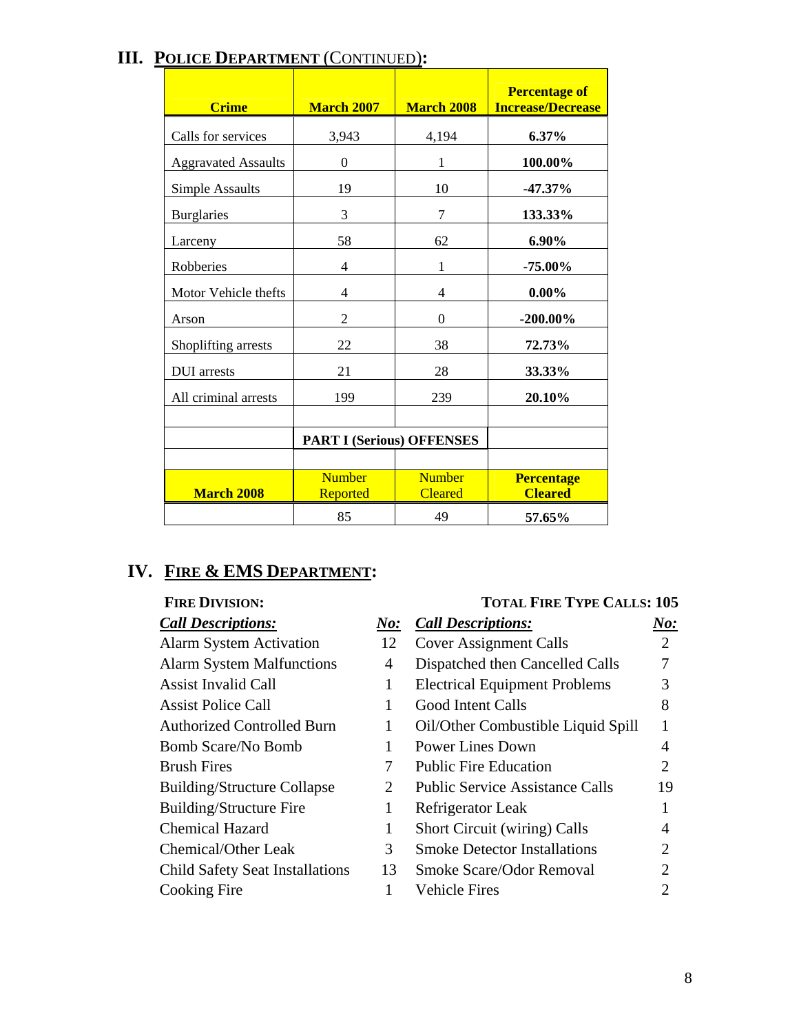## III. POLICE DEPARTMENT (CONTINUED):

| Crime | March 2007 | March 2008 | Percentage of Increase/Decrease |
|---|---|---|---|
| Calls for services | 3,943 | 4,194 | **6.37%** |
| Aggravated Assaults | 0 | 1 | **100.00%** |
| Simple Assaults | 19 | 10 | **-47.37%** |
| Burglaries | 3 | 7 | **133.33%** |
| Larceny | 58 | 62 | **6.90%** |
| Robberies | 4 | 1 | **-75.00%** |
| Motor Vehicle thefts | 4 | 4 | **0.00%** |
| Arson | 2 | 0 | **-200.00%** |
| Shoplifting arrests | 22 | 38 | **72.73%** |
| DUI arrests | 21 | 28 | **33.33%** |
| All criminal arrests | 199 | 239 | **20.10%** |
| | | | |
| | **PART I (Serious) OFFENSES** | | |
| | | | |
| **March 2008** | Number Reported | Number Cleared | **Percentage Cleared** |
| | 85 | 49 | **57.65%** |

## IV. FIRE & EMS DEPARTMENT:

**FIRE DIVISION:** **TOTAL FIRE TYPE CALLS: 105**

| ***Call Descriptions:*** | ***No:*** | ***Call Descriptions:*** | ***No:*** |
|---|---|---|---|
| Alarm System Activation | 12 | Cover Assignment Calls | 2 |
| Alarm System Malfunctions | 4 | Dispatched then Cancelled Calls | 7 |
| Assist Invalid Call | 1 | Electrical Equipment Problems | 3 |
| Assist Police Call | 1 | Good Intent Calls | 8 |
| Authorized Controlled Burn | 1 | Oil/Other Combustible Liquid Spill | 1 |
| Bomb Scare/No Bomb | 1 | Power Lines Down | 4 |
| Brush Fires | 7 | Public Fire Education | 2 |
| Building/Structure Collapse | 2 | Public Service Assistance Calls | 19 |
| Building/Structure Fire | 1 | Refrigerator Leak | 1 |
| Chemical Hazard | 1 | Short Circuit (wiring) Calls | 4 |
| Chemical/Other Leak | 3 | Smoke Detector Installations | 2 |
| Child Safety Seat Installations | 13 | Smoke Scare/Odor Removal | 2 |
| Cooking Fire | 1 | Vehicle Fires | 2 |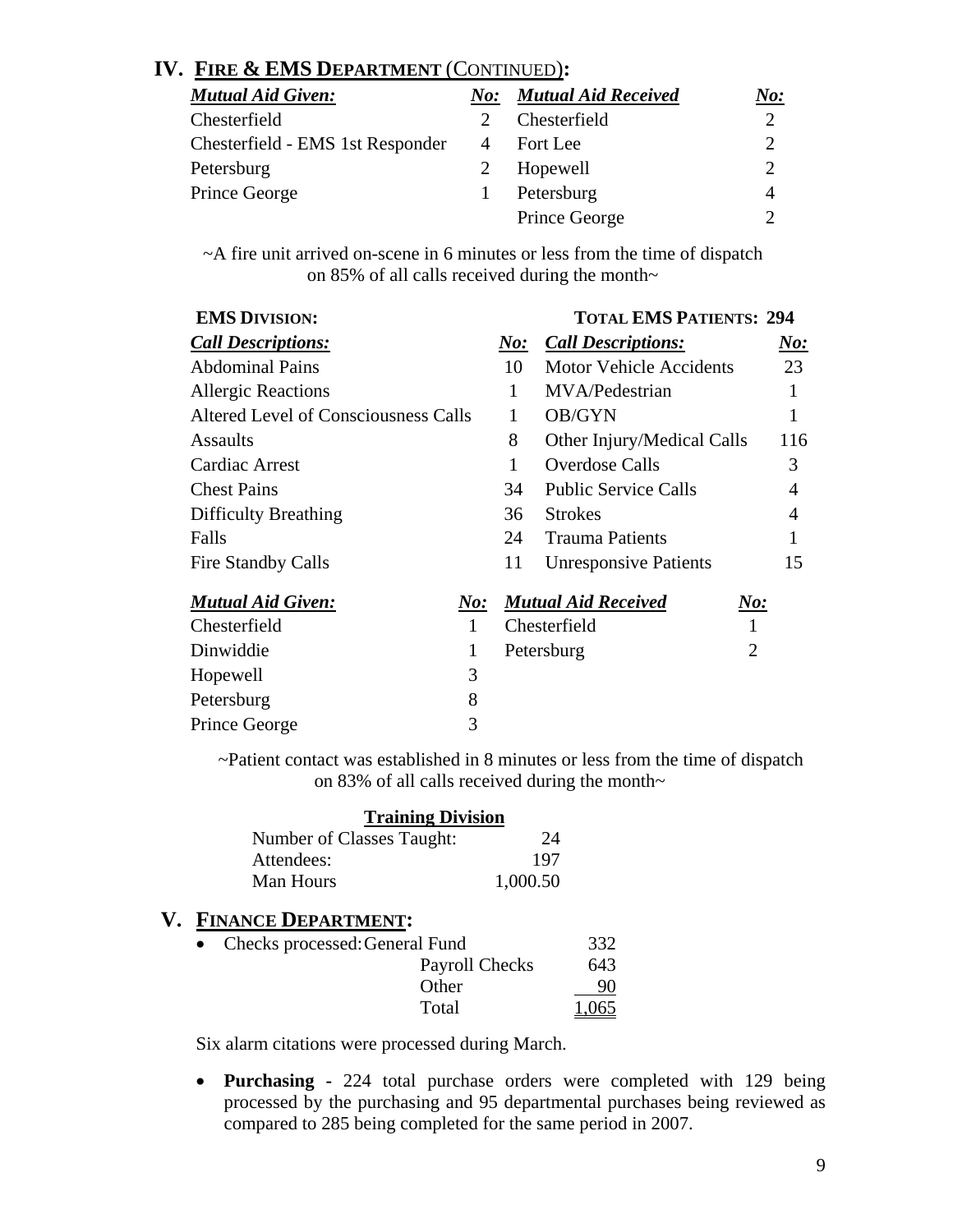## IV. FIRE & EMS DEPARTMENT (CONTINUED):

| *Mutual Aid Given:* | *No:* | *Mutual Aid Received* | *No:* |
|---|---|---|---|
| Chesterfield | 2 | Chesterfield | 2 |
| Chesterfield - EMS 1st Responder | 4 | Fort Lee | 2 |
| Petersburg | 2 | Hopewell | 2 |
| Prince George | 1 | Petersburg | 4 |
| | | Prince George | 2 |

~A fire unit arrived on-scene in 6 minutes or less from the time of dispatch on 85% of all calls received during the month~

**EMS DIVISION:** **TOTAL EMS PATIENTS: 294**

| *Call Descriptions:* | *No:* | *Call Descriptions:* | *No:* |
|---|---|---|---|
| Abdominal Pains | 10 | Motor Vehicle Accidents | 23 |
| Allergic Reactions | 1 | MVA/Pedestrian | 1 |
| Altered Level of Consciousness Calls | 1 | OB/GYN | 1 |
| Assaults | 8 | Other Injury/Medical Calls | 116 |
| Cardiac Arrest | 1 | Overdose Calls | 3 |
| Chest Pains | 34 | Public Service Calls | 4 |
| Difficulty Breathing | 36 | Strokes | 4 |
| Falls | 24 | Trauma Patients | 1 |
| Fire Standby Calls | 11 | Unresponsive Patients | 15 |

| *Mutual Aid Given:* | *No:* | *Mutual Aid Received* | *No:* |
|---|---|---|---|
| Chesterfield | 1 | Chesterfield | 1 |
| Dinwiddie | 1 | Petersburg | 2 |
| Hopewell | 3 | | |
| Petersburg | 8 | | |
| Prince George | 3 | | |

~Patient contact was established in 8 minutes or less from the time of dispatch on 83% of all calls received during the month~

**Training Division**

| | |
|---|---|
| Number of Classes Taught: | 24 |
| Attendees: | 197 |
| Man Hours | 1,000.50 |

## V. FINANCE DEPARTMENT:

- Checks processed:

| | |
|---|---|
| General Fund | 332 |
| Payroll Checks | 643 |
| Other | 90 |
| Total | 1,065 |

Six alarm citations were processed during March.

- **Purchasing -** 224 total purchase orders were completed with 129 being processed by the purchasing and 95 departmental purchases being reviewed as compared to 285 being completed for the same period in 2007.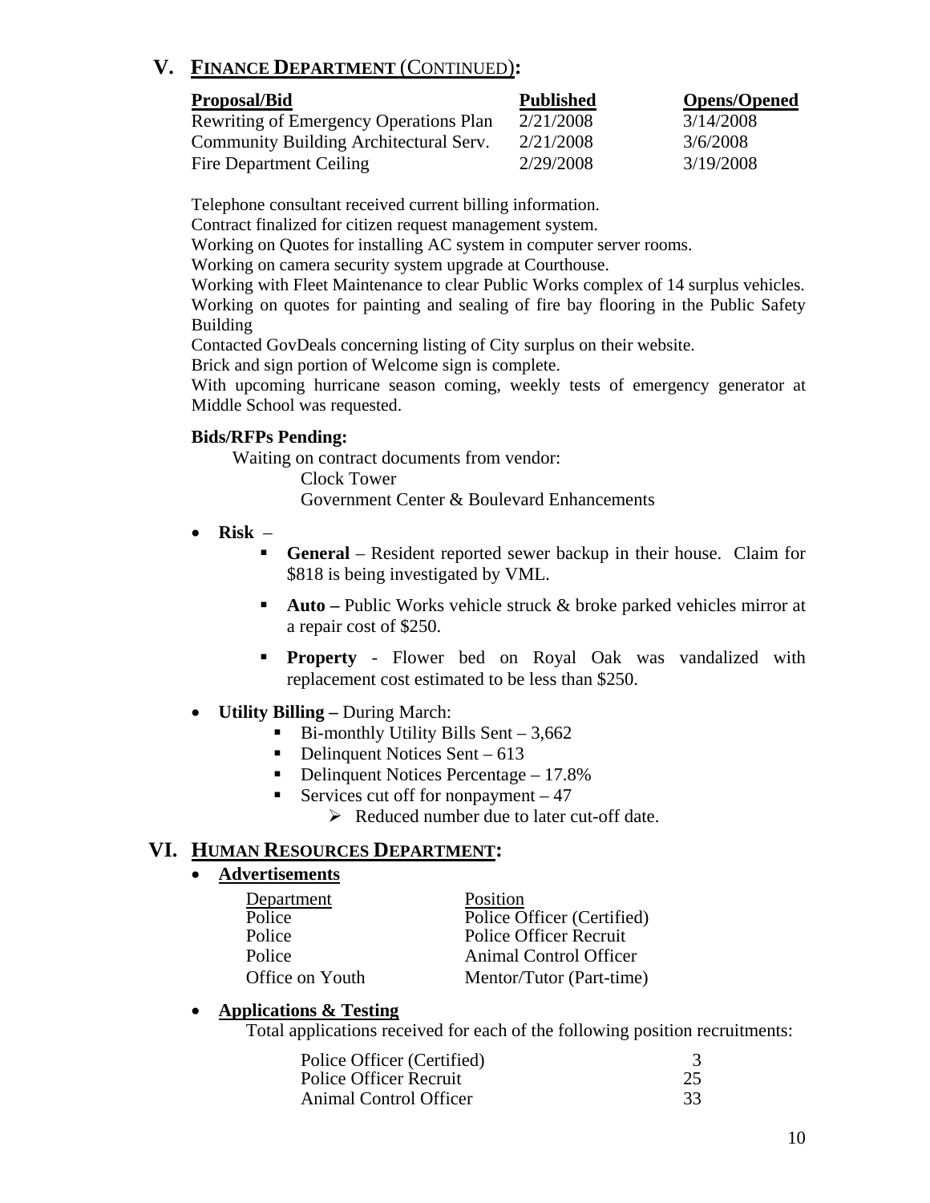## V. FINANCE DEPARTMENT (CONTINUED):

| Proposal/Bid | Published | Opens/Opened |
|---|---|---|
| Rewriting of Emergency Operations Plan | 2/21/2008 | 3/14/2008 |
| Community Building Architectural Serv. | 2/21/2008 | 3/6/2008 |
| Fire Department Ceiling | 2/29/2008 | 3/19/2008 |

Telephone consultant received current billing information.
Contract finalized for citizen request management system.
Working on Quotes for installing AC system in computer server rooms.
Working on camera security system upgrade at Courthouse.
Working with Fleet Maintenance to clear Public Works complex of 14 surplus vehicles.
Working on quotes for painting and sealing of fire bay flooring in the Public Safety Building
Contacted GovDeals concerning listing of City surplus on their website.
Brick and sign portion of Welcome sign is complete.
With upcoming hurricane season coming, weekly tests of emergency generator at Middle School was requested.

**Bids/RFPs Pending:**

Waiting on contract documents from vendor:
- Clock Tower
- Government Center & Boulevard Enhancements

- **Risk** –
  - **General** – Resident reported sewer backup in their house. Claim for $818 is being investigated by VML.
  - **Auto –** Public Works vehicle struck & broke parked vehicles mirror at a repair cost of $250.
  - **Property** - Flower bed on Royal Oak was vandalized with replacement cost estimated to be less than $250.

- **Utility Billing –** During March:
  - Bi-monthly Utility Bills Sent – 3,662
  - Delinquent Notices Sent – 613
  - Delinquent Notices Percentage – 17.8%
  - Services cut off for nonpayment – 47
    - Reduced number due to later cut-off date.

## VI. HUMAN RESOURCES DEPARTMENT:

- **Advertisements**

| Department | Position |
|---|---|
| Police | Police Officer (Certified) |
| Police | Police Officer Recruit |
| Police | Animal Control Officer |
| Office on Youth | Mentor/Tutor (Part-time) |

- **Applications & Testing**

Total applications received for each of the following position recruitments:

| Position | Applications |
|---|---|
| Police Officer (Certified) | 3 |
| Police Officer Recruit | 25 |
| Animal Control Officer | 33 |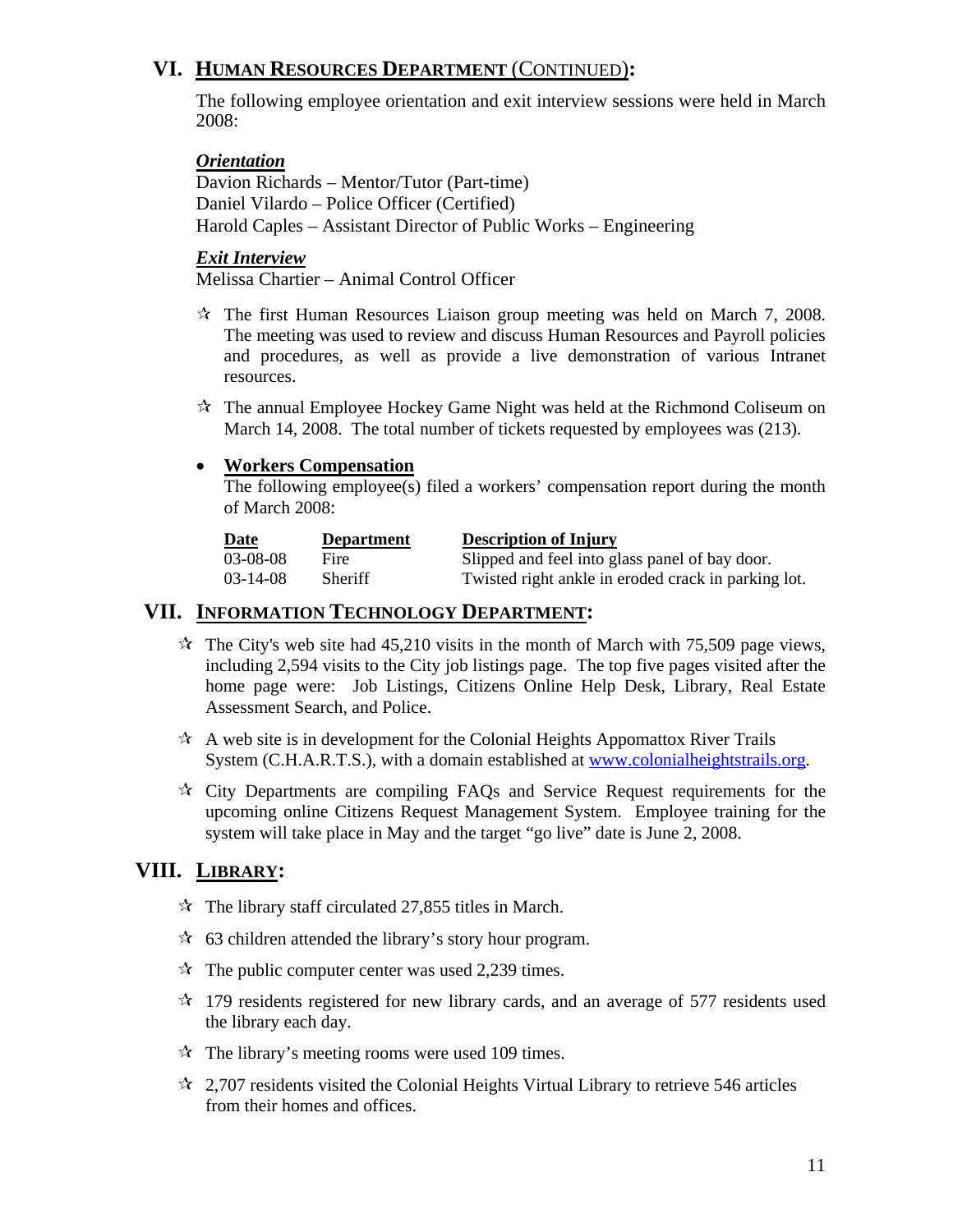## VI. **HUMAN RESOURCES DEPARTMENT** (CONTINUED)**:**

The following employee orientation and exit interview sessions were held in March 2008:

***Orientation***
Davion Richards – Mentor/Tutor (Part-time)
Daniel Vilardo – Police Officer (Certified)
Harold Caples – Assistant Director of Public Works – Engineering

***Exit Interview***
Melissa Chartier – Animal Control Officer

- ✰ The first Human Resources Liaison group meeting was held on March 7, 2008. The meeting was used to review and discuss Human Resources and Payroll policies and procedures, as well as provide a live demonstration of various Intranet resources.
- ✰ The annual Employee Hockey Game Night was held at the Richmond Coliseum on March 14, 2008. The total number of tickets requested by employees was (213).

- **Workers Compensation**
  The following employee(s) filed a workers' compensation report during the month of March 2008:

| Date | Department | Description of Injury |
|---|---|---|
| 03-08-08 | Fire | Slipped and feel into glass panel of bay door. |
| 03-14-08 | Sheriff | Twisted right ankle in eroded crack in parking lot. |

## VII. **INFORMATION TECHNOLOGY DEPARTMENT:**

- ✰ The City's web site had 45,210 visits in the month of March with 75,509 page views, including 2,594 visits to the City job listings page. The top five pages visited after the home page were: Job Listings, Citizens Online Help Desk, Library, Real Estate Assessment Search, and Police.
- ✰ A web site is in development for the Colonial Heights Appomattox River Trails System (C.H.A.R.T.S.), with a domain established at www.colonialheightstrails.org.
- ✰ City Departments are compiling FAQs and Service Request requirements for the upcoming online Citizens Request Management System. Employee training for the system will take place in May and the target "go live" date is June 2, 2008.

## VIII. **LIBRARY:**

- ✰ The library staff circulated 27,855 titles in March.
- ✰ 63 children attended the library's story hour program.
- ✰ The public computer center was used 2,239 times.
- ✰ 179 residents registered for new library cards, and an average of 577 residents used the library each day.
- ✰ The library's meeting rooms were used 109 times.
- ✰ 2,707 residents visited the Colonial Heights Virtual Library to retrieve 546 articles from their homes and offices.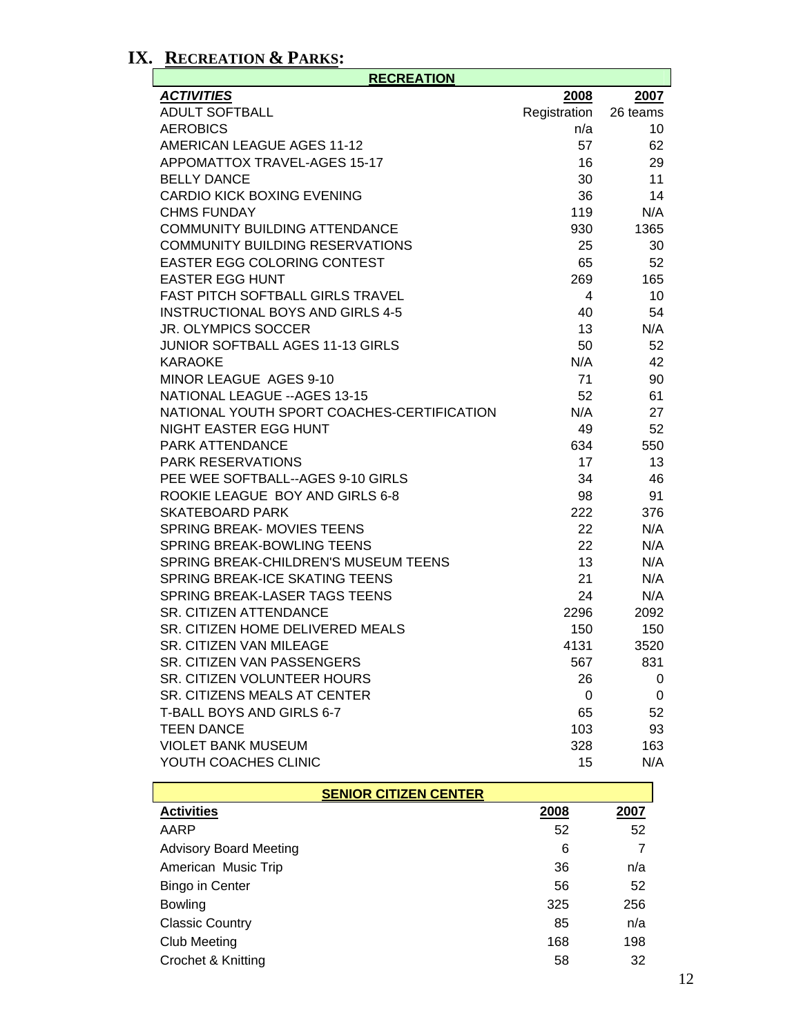# IX. Recreation & Parks:

| RECREATION | | |
|---|---|---|
| ***ACTIVITIES*** | **2008** | **2007** |
| ADULT SOFTBALL | Registration | 26 teams |
| AEROBICS | n/a | 10 |
| AMERICAN LEAGUE AGES 11-12 | 57 | 62 |
| APPOMATTOX TRAVEL-AGES 15-17 | 16 | 29 |
| BELLY DANCE | 30 | 11 |
| CARDIO KICK BOXING EVENING | 36 | 14 |
| CHMS FUNDAY | 119 | N/A |
| COMMUNITY BUILDING ATTENDANCE | 930 | 1365 |
| COMMUNITY BUILDING RESERVATIONS | 25 | 30 |
| EASTER EGG COLORING CONTEST | 65 | 52 |
| EASTER EGG HUNT | 269 | 165 |
| FAST PITCH SOFTBALL GIRLS TRAVEL | 4 | 10 |
| INSTRUCTIONAL BOYS AND GIRLS 4-5 | 40 | 54 |
| JR. OLYMPICS SOCCER | 13 | N/A |
| JUNIOR SOFTBALL AGES 11-13 GIRLS | 50 | 52 |
| KARAOKE | N/A | 42 |
| MINOR LEAGUE AGES 9-10 | 71 | 90 |
| NATIONAL LEAGUE --AGES 13-15 | 52 | 61 |
| NATIONAL YOUTH SPORT COACHES-CERTIFICATION | N/A | 27 |
| NIGHT EASTER EGG HUNT | 49 | 52 |
| PARK ATTENDANCE | 634 | 550 |
| PARK RESERVATIONS | 17 | 13 |
| PEE WEE SOFTBALL--AGES 9-10 GIRLS | 34 | 46 |
| ROOKIE LEAGUE BOY AND GIRLS 6-8 | 98 | 91 |
| SKATEBOARD PARK | 222 | 376 |
| SPRING BREAK- MOVIES TEENS | 22 | N/A |
| SPRING BREAK-BOWLING TEENS | 22 | N/A |
| SPRING BREAK-CHILDREN'S MUSEUM TEENS | 13 | N/A |
| SPRING BREAK-ICE SKATING TEENS | 21 | N/A |
| SPRING BREAK-LASER TAGS TEENS | 24 | N/A |
| SR. CITIZEN ATTENDANCE | 2296 | 2092 |
| SR. CITIZEN HOME DELIVERED MEALS | 150 | 150 |
| SR. CITIZEN VAN MILEAGE | 4131 | 3520 |
| SR. CITIZEN VAN PASSENGERS | 567 | 831 |
| SR. CITIZEN VOLUNTEER HOURS | 26 | 0 |
| SR. CITIZENS MEALS AT CENTER | 0 | 0 |
| T-BALL BOYS AND GIRLS 6-7 | 65 | 52 |
| TEEN DANCE | 103 | 93 |
| VIOLET BANK MUSEUM | 328 | 163 |
| YOUTH COACHES CLINIC | 15 | N/A |

| SENIOR CITIZEN CENTER | | |
|---|---|---|
| **Activities** | **2008** | **2007** |
| AARP | 52 | 52 |
| Advisory Board Meeting | 6 | 7 |
| American Music Trip | 36 | n/a |
| Bingo in Center | 56 | 52 |
| Bowling | 325 | 256 |
| Classic Country | 85 | n/a |
| Club Meeting | 168 | 198 |
| Crochet & Knitting | 58 | 32 |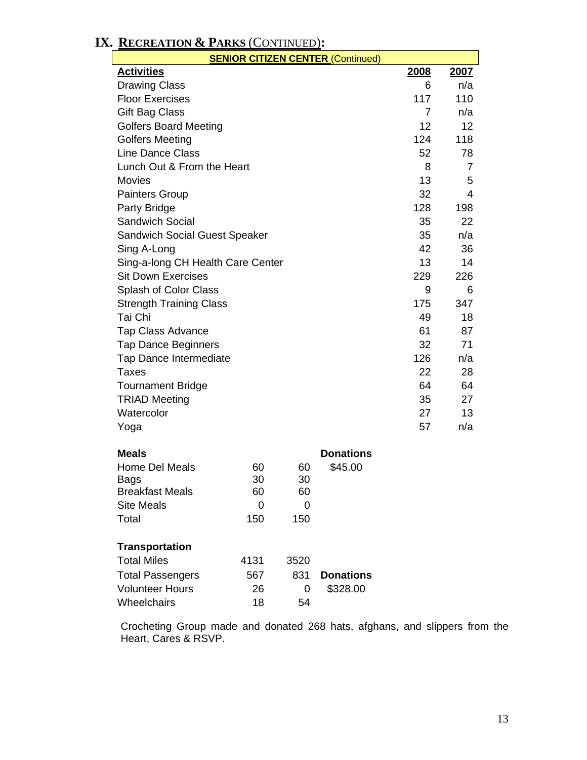# IX. RECREATION & PARKS (CONTINUED):

| SENIOR CITIZEN CENTER (Continued) | | |
|---|---|---|
| **Activities** | **2008** | **2007** |
| Drawing Class | 6 | n/a |
| Floor Exercises | 117 | 110 |
| Gift Bag Class | 7 | n/a |
| Golfers Board Meeting | 12 | 12 |
| Golfers Meeting | 124 | 118 |
| Line Dance Class | 52 | 78 |
| Lunch Out & From the Heart | 8 | 7 |
| Movies | 13 | 5 |
| Painters Group | 32 | 4 |
| Party Bridge | 128 | 198 |
| Sandwich Social | 35 | 22 |
| Sandwich Social Guest Speaker | 35 | n/a |
| Sing A-Long | 42 | 36 |
| Sing-a-long CH Health Care Center | 13 | 14 |
| Sit Down Exercises | 229 | 226 |
| Splash of Color Class | 9 | 6 |
| Strength Training Class | 175 | 347 |
| Tai Chi | 49 | 18 |
| Tap Class Advance | 61 | 87 |
| Tap Dance Beginners | 32 | 71 |
| Tap Dance Intermediate | 126 | n/a |
| Taxes | 22 | 28 |
| Tournament Bridge | 64 | 64 |
| TRIAD Meeting | 35 | 27 |
| Watercolor | 27 | 13 |
| Yoga | 57 | n/a |

| **Meals** | | | **Donations** |
|---|---|---|---|
| Home Del Meals | 60 | 60 | $45.00 |
| Bags | 30 | 30 | |
| Breakfast Meals | 60 | 60 | |
| Site Meals | 0 | 0 | |
| Total | 150 | 150 | |

| **Transportation** | | | |
|---|---|---|---|
| Total Miles | 4131 | 3520 | |
| Total Passengers | 567 | 831 | **Donations** |
| Volunteer Hours | 26 | 0 | $328.00 |
| Wheelchairs | 18 | 54 | |

Crocheting Group made and donated 268 hats, afghans, and slippers from the Heart, Cares & RSVP.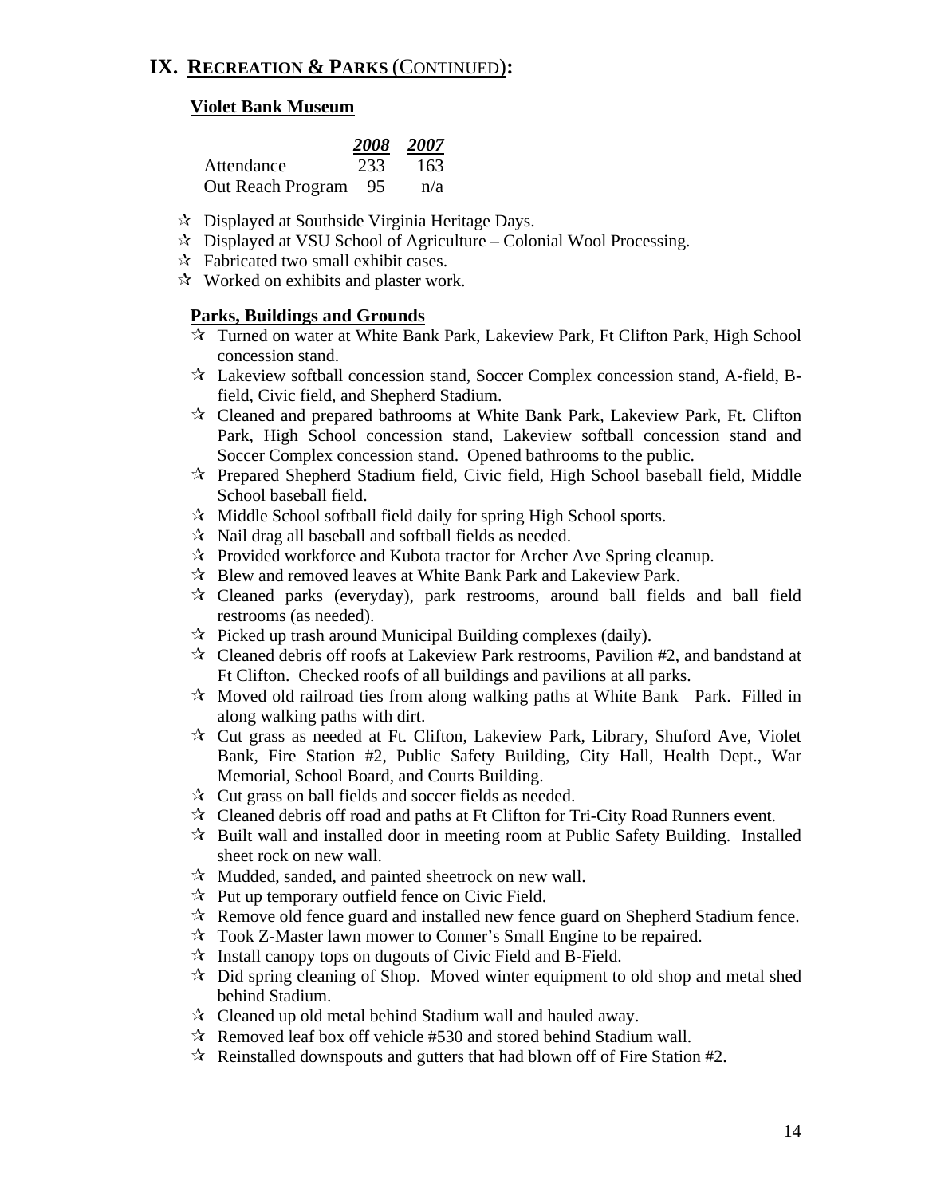## IX. RECREATION & PARKS (CONTINUED):

### Violet Bank Museum

| | 2008 | 2007 |
|---|---|---|
| Attendance | 233 | 163 |
| Out Reach Program | 95 | n/a |

- ✰ Displayed at Southside Virginia Heritage Days.
- ✰ Displayed at VSU School of Agriculture – Colonial Wool Processing.
- ✰ Fabricated two small exhibit cases.
- ✰ Worked on exhibits and plaster work.

### Parks, Buildings and Grounds

- ✰ Turned on water at White Bank Park, Lakeview Park, Ft Clifton Park, High School concession stand.
- ✰ Lakeview softball concession stand, Soccer Complex concession stand, A-field, B-field, Civic field, and Shepherd Stadium.
- ✰ Cleaned and prepared bathrooms at White Bank Park, Lakeview Park, Ft. Clifton Park, High School concession stand, Lakeview softball concession stand and Soccer Complex concession stand. Opened bathrooms to the public.
- ✰ Prepared Shepherd Stadium field, Civic field, High School baseball field, Middle School baseball field.
- ✰ Middle School softball field daily for spring High School sports.
- ✰ Nail drag all baseball and softball fields as needed.
- ✰ Provided workforce and Kubota tractor for Archer Ave Spring cleanup.
- ✰ Blew and removed leaves at White Bank Park and Lakeview Park.
- ✰ Cleaned parks (everyday), park restrooms, around ball fields and ball field restrooms (as needed).
- ✰ Picked up trash around Municipal Building complexes (daily).
- ✰ Cleaned debris off roofs at Lakeview Park restrooms, Pavilion #2, and bandstand at Ft Clifton. Checked roofs of all buildings and pavilions at all parks.
- ✰ Moved old railroad ties from along walking paths at White Bank Park. Filled in along walking paths with dirt.
- ✰ Cut grass as needed at Ft. Clifton, Lakeview Park, Library, Shuford Ave, Violet Bank, Fire Station #2, Public Safety Building, City Hall, Health Dept., War Memorial, School Board, and Courts Building.
- ✰ Cut grass on ball fields and soccer fields as needed.
- ✰ Cleaned debris off road and paths at Ft Clifton for Tri-City Road Runners event.
- ✰ Built wall and installed door in meeting room at Public Safety Building. Installed sheet rock on new wall.
- ✰ Mudded, sanded, and painted sheetrock on new wall.
- ✰ Put up temporary outfield fence on Civic Field.
- ✰ Remove old fence guard and installed new fence guard on Shepherd Stadium fence.
- ✰ Took Z-Master lawn mower to Conner's Small Engine to be repaired.
- ✰ Install canopy tops on dugouts of Civic Field and B-Field.
- ✰ Did spring cleaning of Shop. Moved winter equipment to old shop and metal shed behind Stadium.
- ✰ Cleaned up old metal behind Stadium wall and hauled away.
- ✰ Removed leaf box off vehicle #530 and stored behind Stadium wall.
- ✰ Reinstalled downspouts and gutters that had blown off of Fire Station #2.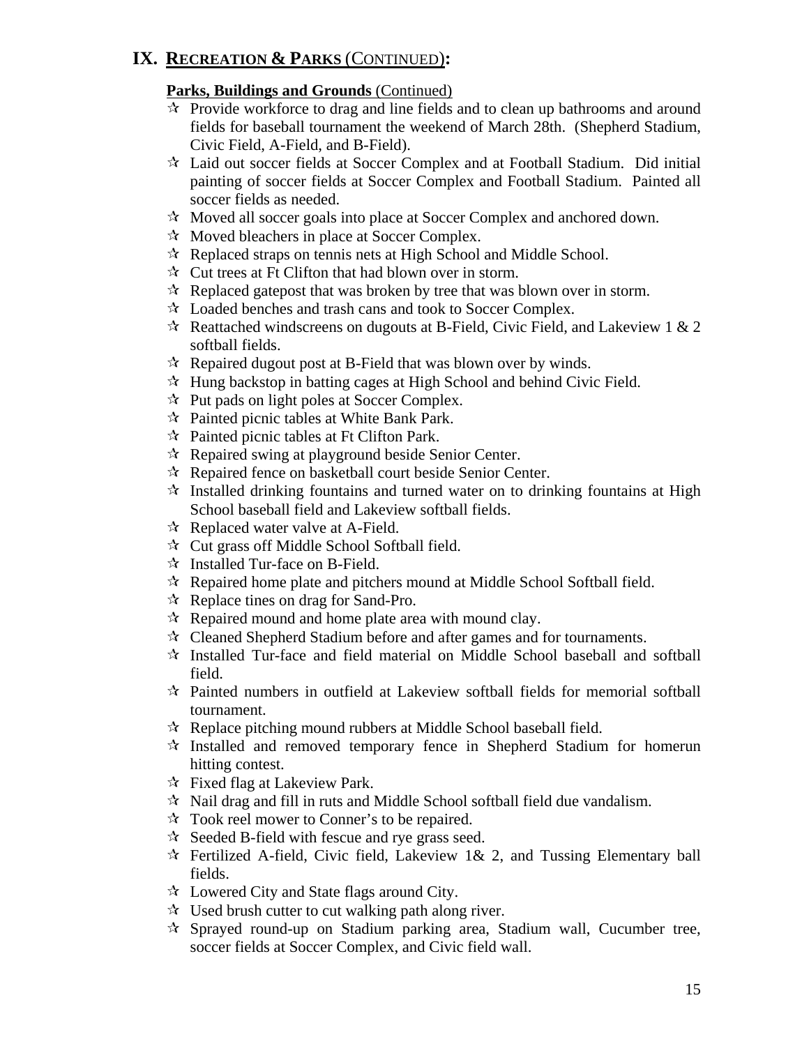## IX. **RECREATION & PARKS** (CONTINUED):

**Parks, Buildings and Grounds** (Continued)

- ☆ Provide workforce to drag and line fields and to clean up bathrooms and around fields for baseball tournament the weekend of March 28th. (Shepherd Stadium, Civic Field, A-Field, and B-Field).
- ☆ Laid out soccer fields at Soccer Complex and at Football Stadium. Did initial painting of soccer fields at Soccer Complex and Football Stadium. Painted all soccer fields as needed.
- ☆ Moved all soccer goals into place at Soccer Complex and anchored down.
- ☆ Moved bleachers in place at Soccer Complex.
- ☆ Replaced straps on tennis nets at High School and Middle School.
- ☆ Cut trees at Ft Clifton that had blown over in storm.
- ☆ Replaced gatepost that was broken by tree that was blown over in storm.
- ☆ Loaded benches and trash cans and took to Soccer Complex.
- ☆ Reattached windscreens on dugouts at B-Field, Civic Field, and Lakeview 1 & 2 softball fields.
- ☆ Repaired dugout post at B-Field that was blown over by winds.
- ☆ Hung backstop in batting cages at High School and behind Civic Field.
- ☆ Put pads on light poles at Soccer Complex.
- ☆ Painted picnic tables at White Bank Park.
- ☆ Painted picnic tables at Ft Clifton Park.
- ☆ Repaired swing at playground beside Senior Center.
- ☆ Repaired fence on basketball court beside Senior Center.
- ☆ Installed drinking fountains and turned water on to drinking fountains at High School baseball field and Lakeview softball fields.
- ☆ Replaced water valve at A-Field.
- ☆ Cut grass off Middle School Softball field.
- ☆ Installed Tur-face on B-Field.
- ☆ Repaired home plate and pitchers mound at Middle School Softball field.
- ☆ Replace tines on drag for Sand-Pro.
- ☆ Repaired mound and home plate area with mound clay.
- ☆ Cleaned Shepherd Stadium before and after games and for tournaments.
- ☆ Installed Tur-face and field material on Middle School baseball and softball field.
- ☆ Painted numbers in outfield at Lakeview softball fields for memorial softball tournament.
- ☆ Replace pitching mound rubbers at Middle School baseball field.
- ☆ Installed and removed temporary fence in Shepherd Stadium for homerun hitting contest.
- ☆ Fixed flag at Lakeview Park.
- ☆ Nail drag and fill in ruts and Middle School softball field due vandalism.
- ☆ Took reel mower to Conner's to be repaired.
- ☆ Seeded B-field with fescue and rye grass seed.
- ☆ Fertilized A-field, Civic field, Lakeview 1& 2, and Tussing Elementary ball fields.
- ☆ Lowered City and State flags around City.
- ☆ Used brush cutter to cut walking path along river.
- ☆ Sprayed round-up on Stadium parking area, Stadium wall, Cucumber tree, soccer fields at Soccer Complex, and Civic field wall.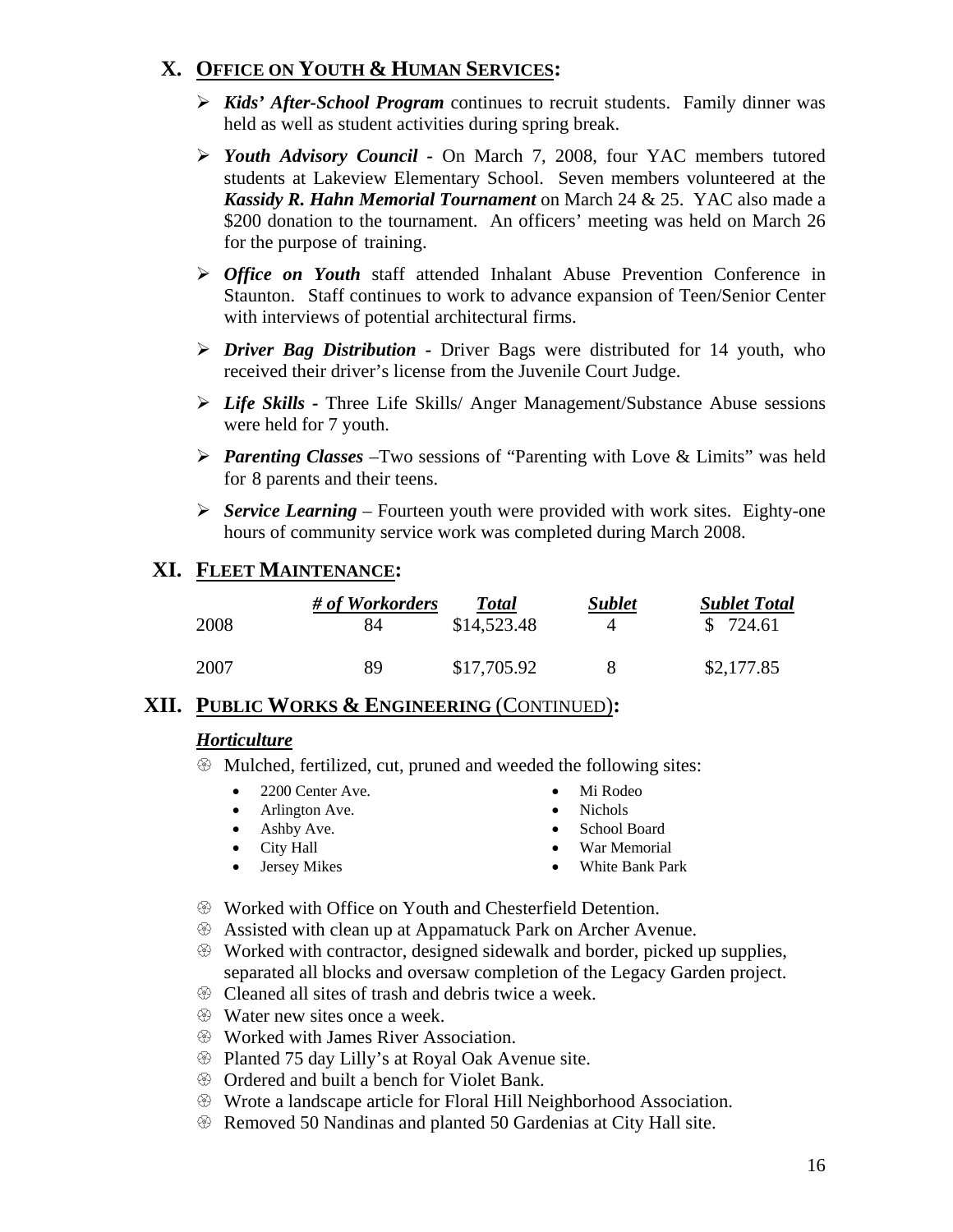## X. OFFICE ON YOUTH & HUMAN SERVICES:

- ***Kids' After-School Program*** continues to recruit students. Family dinner was held as well as student activities during spring break.
- ***Youth Advisory Council*** **-** On March 7, 2008, four YAC members tutored students at Lakeview Elementary School. Seven members volunteered at the ***Kassidy R. Hahn Memorial Tournament*** on March 24 & 25. YAC also made a $200 donation to the tournament. An officers' meeting was held on March 26 for the purpose of training.
- ***Office on Youth*** staff attended Inhalant Abuse Prevention Conference in Staunton. Staff continues to work to advance expansion of Teen/Senior Center with interviews of potential architectural firms.
- ***Driver Bag Distribution*** **-** Driver Bags were distributed for 14 youth, who received their driver's license from the Juvenile Court Judge.
- ***Life Skills*** **-** Three Life Skills/ Anger Management/Substance Abuse sessions were held for 7 youth.
- ***Parenting Classes*** –Two sessions of "Parenting with Love & Limits" was held for 8 parents and their teens.
- ***Service Learning*** – Fourteen youth were provided with work sites. Eighty-one hours of community service work was completed during March 2008.

## XI. FLEET MAINTENANCE:

| | *# of Workorders* | *Total* | *Sublet* | *Sublet Total* |
|---|---|---|---|---|
| 2008 | 84 | $14,523.48 | 4 | $ 724.61 |
| 2007 | 89 | $17,705.92 | 8 | $2,177.85 |

## XII. PUBLIC WORKS & ENGINEERING (CONTINUED):

### *Horticulture*

- Mulched, fertilized, cut, pruned and weeded the following sites:
  - 2200 Center Ave.
  - Arlington Ave.
  - Ashby Ave.
  - City Hall
  - Jersey Mikes
  - Mi Rodeo
  - Nichols
  - School Board
  - War Memorial
  - White Bank Park
- Worked with Office on Youth and Chesterfield Detention.
- Assisted with clean up at Appamatuck Park on Archer Avenue.
- Worked with contractor, designed sidewalk and border, picked up supplies, separated all blocks and oversaw completion of the Legacy Garden project.
- Cleaned all sites of trash and debris twice a week.
- Water new sites once a week.
- Worked with James River Association.
- Planted 75 day Lilly's at Royal Oak Avenue site.
- Ordered and built a bench for Violet Bank.
- Wrote a landscape article for Floral Hill Neighborhood Association.
- Removed 50 Nandinas and planted 50 Gardenias at City Hall site.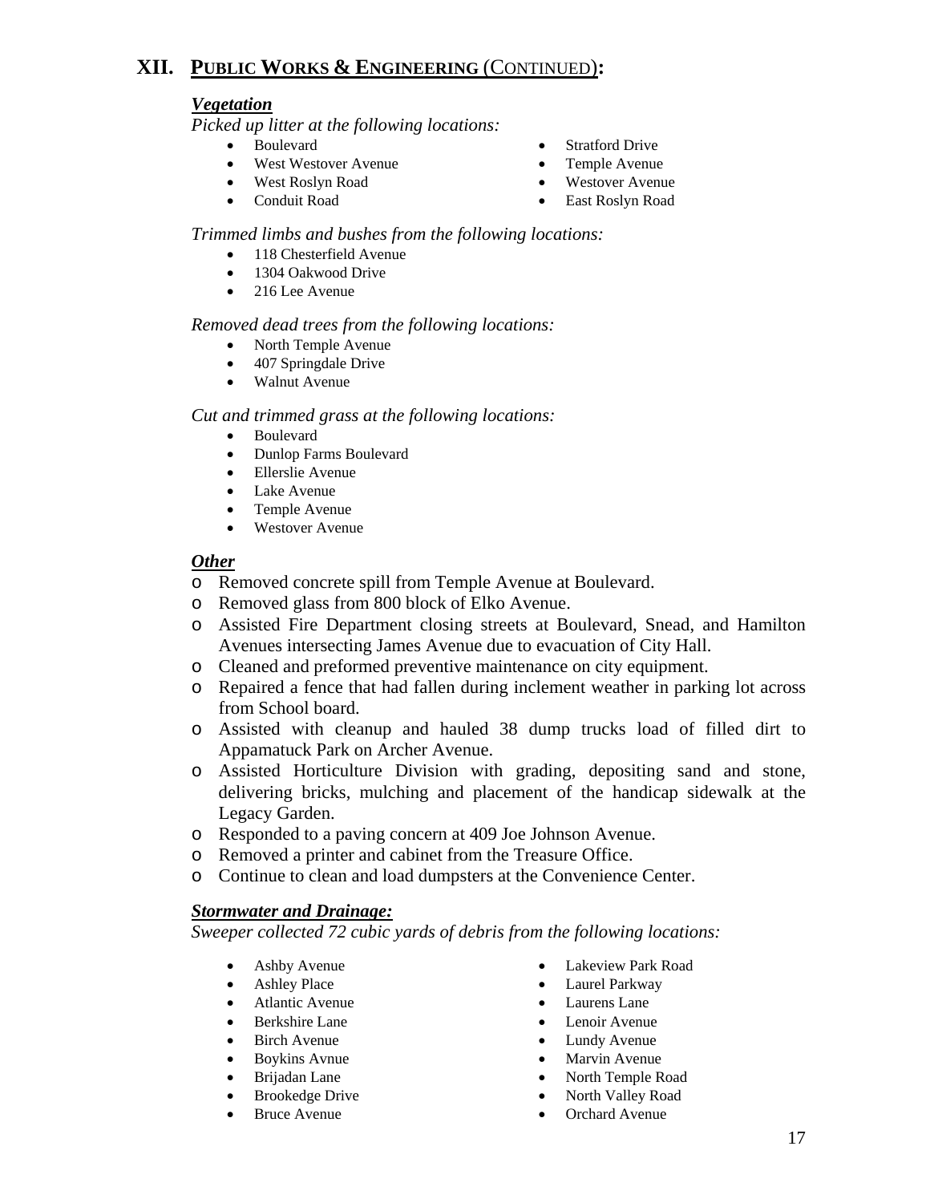## XII. PUBLIC WORKS & ENGINEERING (CONTINUED):

### *Vegetation*

*Picked up litter at the following locations:*

- Boulevard
- West Westover Avenue
- West Roslyn Road
- Conduit Road
- Stratford Drive
- Temple Avenue
- Westover Avenue
- East Roslyn Road

*Trimmed limbs and bushes from the following locations:*

- 118 Chesterfield Avenue
- 1304 Oakwood Drive
- 216 Lee Avenue

*Removed dead trees from the following locations:*

- North Temple Avenue
- 407 Springdale Drive
- Walnut Avenue

*Cut and trimmed grass at the following locations:*

- Boulevard
- Dunlop Farms Boulevard
- Ellerslie Avenue
- Lake Avenue
- Temple Avenue
- Westover Avenue

### *Other*

- Removed concrete spill from Temple Avenue at Boulevard.
- Removed glass from 800 block of Elko Avenue.
- Assisted Fire Department closing streets at Boulevard, Snead, and Hamilton Avenues intersecting James Avenue due to evacuation of City Hall.
- Cleaned and preformed preventive maintenance on city equipment.
- Repaired a fence that had fallen during inclement weather in parking lot across from School board.
- Assisted with cleanup and hauled 38 dump trucks load of filled dirt to Appamatuck Park on Archer Avenue.
- Assisted Horticulture Division with grading, depositing sand and stone, delivering bricks, mulching and placement of the handicap sidewalk at the Legacy Garden.
- Responded to a paving concern at 409 Joe Johnson Avenue.
- Removed a printer and cabinet from the Treasure Office.
- Continue to clean and load dumpsters at the Convenience Center.

### *Stormwater and Drainage:*

*Sweeper collected 72 cubic yards of debris from the following locations:*

- Ashby Avenue
- Ashley Place
- Atlantic Avenue
- Berkshire Lane
- Birch Avenue
- Boykins Avnue
- Brijadan Lane
- Brookedge Drive
- Bruce Avenue
- Lakeview Park Road
- Laurel Parkway
- Laurens Lane
- Lenoir Avenue
- Lundy Avenue
- Marvin Avenue
- North Temple Road
- North Valley Road
- Orchard Avenue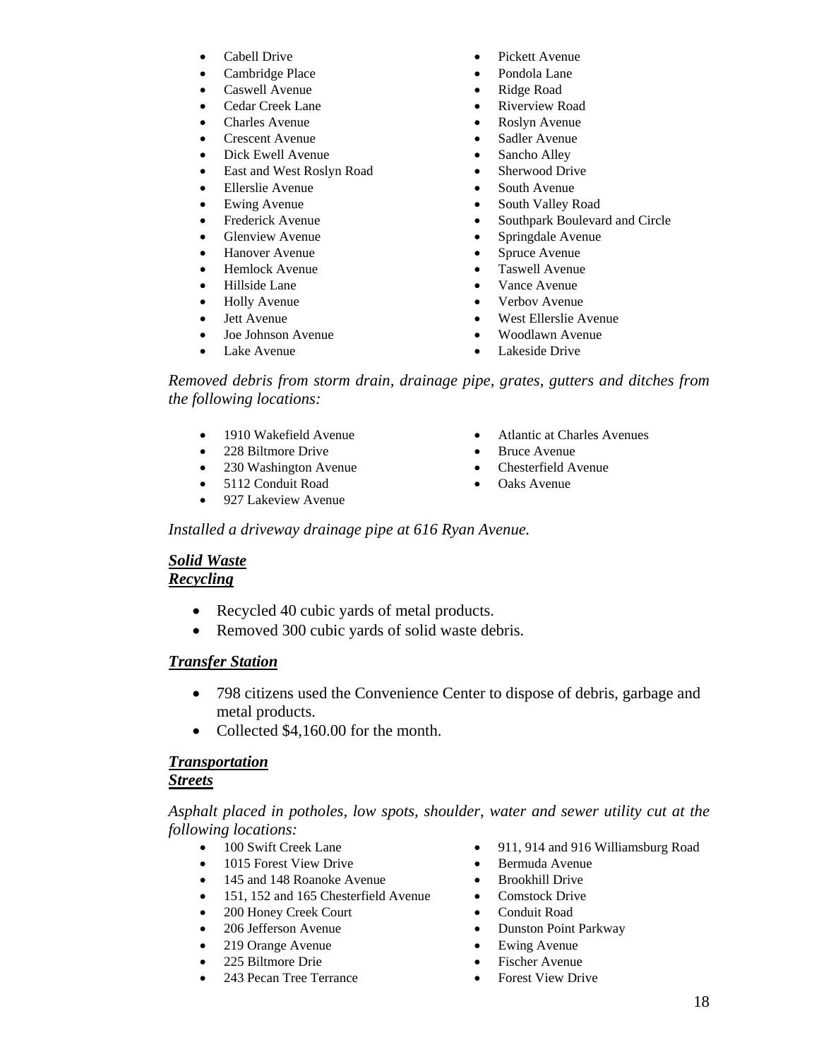- Cabell Drive
- Cambridge Place
- Caswell Avenue
- Cedar Creek Lane
- Charles Avenue
- Crescent Avenue
- Dick Ewell Avenue
- East and West Roslyn Road
- Ellerslie Avenue
- Ewing Avenue
- Frederick Avenue
- Glenview Avenue
- Hanover Avenue
- Hemlock Avenue
- Hillside Lane
- Holly Avenue
- Jett Avenue
- Joe Johnson Avenue
- Lake Avenue
- Pickett Avenue
- Pondola Lane
- Ridge Road
- Riverview Road
- Roslyn Avenue
- Sadler Avenue
- Sancho Alley
- Sherwood Drive
- South Avenue
- South Valley Road
- Southpark Boulevard and Circle
- Springdale Avenue
- Spruce Avenue
- Taswell Avenue
- Vance Avenue
- Verbov Avenue
- West Ellerslie Avenue
- Woodlawn Avenue
- Lakeside Drive

*Removed debris from storm drain, drainage pipe, grates, gutters and ditches from the following locations:*

- 1910 Wakefield Avenue
- 228 Biltmore Drive
- 230 Washington Avenue
- 5112 Conduit Road
- 927 Lakeview Avenue
- Atlantic at Charles Avenues
- Bruce Avenue
- Chesterfield Avenue
- Oaks Avenue

*Installed a driveway drainage pipe at 616 Ryan Avenue.*

***Solid Waste***
***Recycling***

- Recycled 40 cubic yards of metal products.
- Removed 300 cubic yards of solid waste debris.

***Transfer Station***

- 798 citizens used the Convenience Center to dispose of debris, garbage and metal products.
- Collected $4,160.00 for the month.

***Transportation***
***Streets***

*Asphalt placed in potholes, low spots, shoulder, water and sewer utility cut at the following locations:*

- 100 Swift Creek Lane
- 1015 Forest View Drive
- 145 and 148 Roanoke Avenue
- 151, 152 and 165 Chesterfield Avenue
- 200 Honey Creek Court
- 206 Jefferson Avenue
- 219 Orange Avenue
- 225 Biltmore Drie
- 243 Pecan Tree Terrance
- 911, 914 and 916 Williamsburg Road
- Bermuda Avenue
- Brookhill Drive
- Comstock Drive
- Conduit Road
- Dunston Point Parkway
- Ewing Avenue
- Fischer Avenue
- Forest View Drive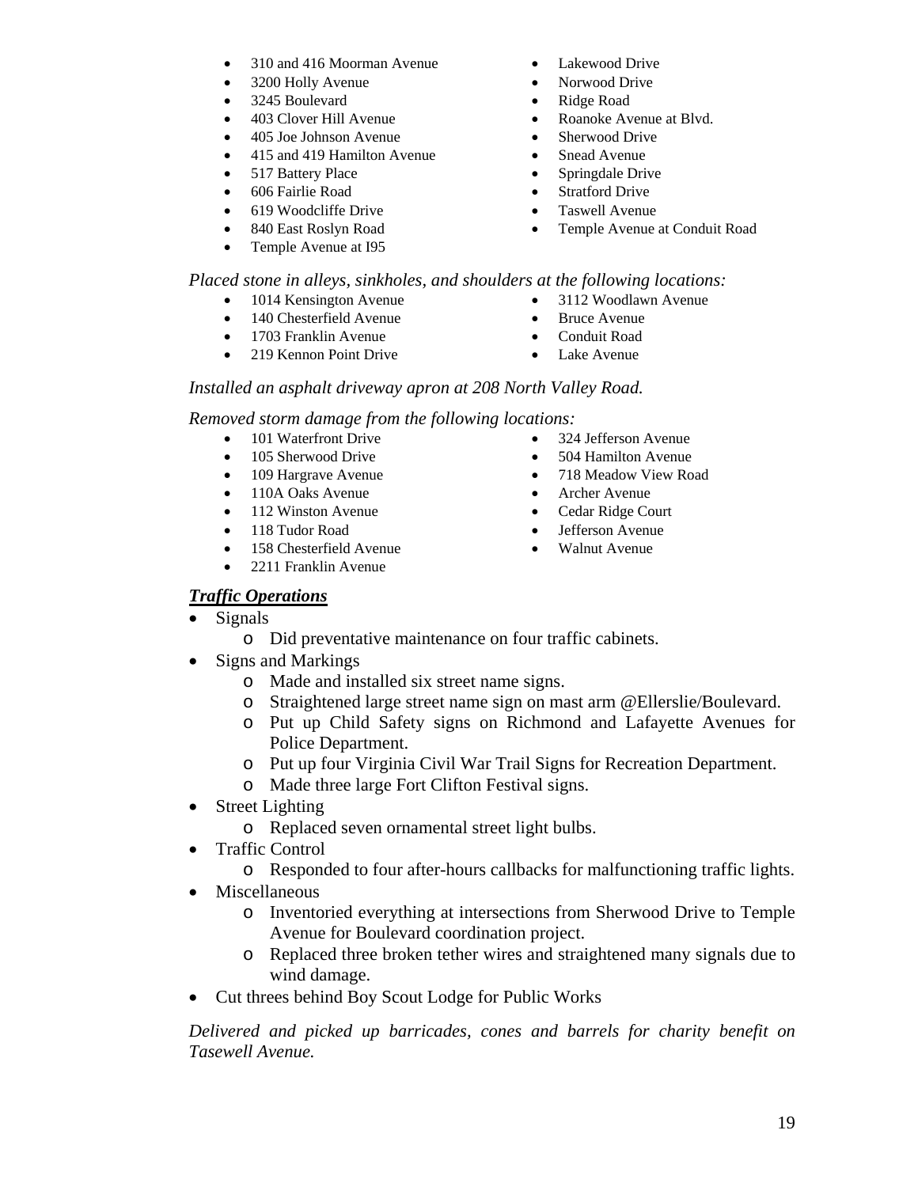- 310 and 416 Moorman Avenue
- 3200 Holly Avenue
- 3245 Boulevard
- 403 Clover Hill Avenue
- 405 Joe Johnson Avenue
- 415 and 419 Hamilton Avenue
- 517 Battery Place
- 606 Fairlie Road
- 619 Woodcliffe Drive
- 840 East Roslyn Road
- Temple Avenue at I95
- Lakewood Drive
- Norwood Drive
- Ridge Road
- Roanoke Avenue at Blvd.
- Sherwood Drive
- Snead Avenue
- Springdale Drive
- Stratford Drive
- Taswell Avenue
- Temple Avenue at Conduit Road

*Placed stone in alleys, sinkholes, and shoulders at the following locations:*

- 1014 Kensington Avenue
- 140 Chesterfield Avenue
- 1703 Franklin Avenue
- 219 Kennon Point Drive
- 3112 Woodlawn Avenue
- Bruce Avenue
- Conduit Road
- Lake Avenue

*Installed an asphalt driveway apron at 208 North Valley Road.*

*Removed storm damage from the following locations:*

- 101 Waterfront Drive
- 105 Sherwood Drive
- 109 Hargrave Avenue
- 110A Oaks Avenue
- 112 Winston Avenue
- 118 Tudor Road
- 158 Chesterfield Avenue
- 2211 Franklin Avenue
- 324 Jefferson Avenue
- 504 Hamilton Avenue
- 718 Meadow View Road
- Archer Avenue
- Cedar Ridge Court
- Jefferson Avenue
- Walnut Avenue

***Traffic Operations***

- Signals
  - Did preventative maintenance on four traffic cabinets.
- Signs and Markings
  - Made and installed six street name signs.
  - Straightened large street name sign on mast arm @Ellerslie/Boulevard.
  - Put up Child Safety signs on Richmond and Lafayette Avenues for Police Department.
  - Put up four Virginia Civil War Trail Signs for Recreation Department.
  - Made three large Fort Clifton Festival signs.
- Street Lighting
  - Replaced seven ornamental street light bulbs.
- Traffic Control
  - Responded to four after-hours callbacks for malfunctioning traffic lights.
- Miscellaneous
  - Inventoried everything at intersections from Sherwood Drive to Temple Avenue for Boulevard coordination project.
  - Replaced three broken tether wires and straightened many signals due to wind damage.
- Cut threes behind Boy Scout Lodge for Public Works

*Delivered and picked up barricades, cones and barrels for charity benefit on Tasewell Avenue.*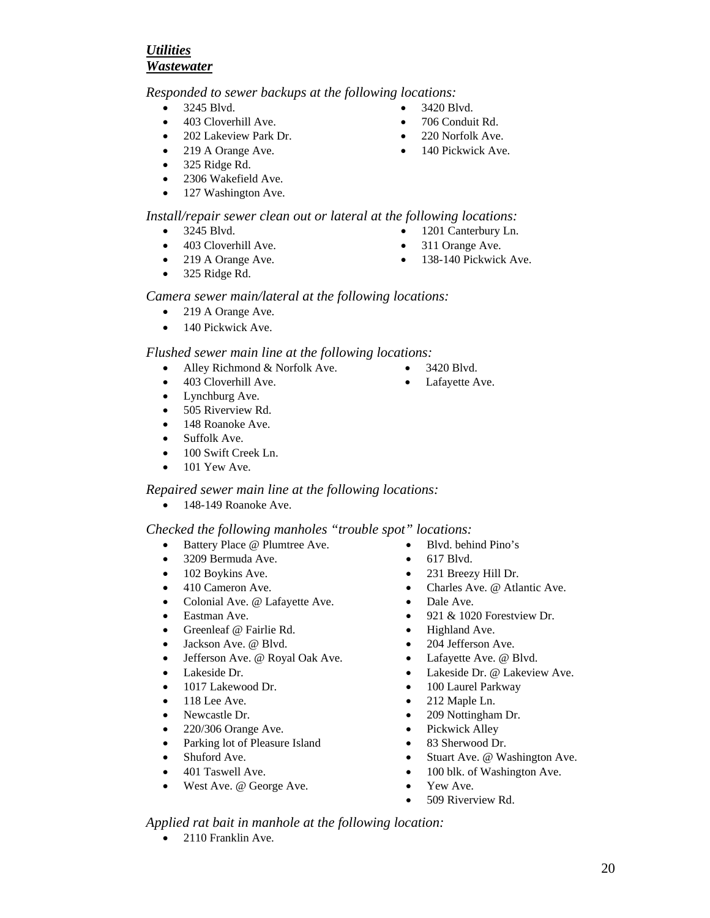***Utilities***
***Wastewater***

*Responded to sewer backups at the following locations:*

- 3245 Blvd.
- 403 Cloverhill Ave.
- 202 Lakeview Park Dr.
- 219 A Orange Ave.
- 325 Ridge Rd.
- 2306 Wakefield Ave.
- 127 Washington Ave.
- 3420 Blvd.
- 706 Conduit Rd.
- 220 Norfolk Ave.
- 140 Pickwick Ave.

*Install/repair sewer clean out or lateral at the following locations:*

- 3245 Blvd.
- 403 Cloverhill Ave.
- 219 A Orange Ave.
- 325 Ridge Rd.
- 1201 Canterbury Ln.
- 311 Orange Ave.
- 138-140 Pickwick Ave.

*Camera sewer main/lateral at the following locations:*

- 219 A Orange Ave.
- 140 Pickwick Ave.

*Flushed sewer main line at the following locations:*

- Alley Richmond & Norfolk Ave.
- 403 Cloverhill Ave.
- Lynchburg Ave.
- 505 Riverview Rd.
- 148 Roanoke Ave.
- Suffolk Ave.
- 100 Swift Creek Ln.
- 101 Yew Ave.
- 3420 Blvd.
- Lafayette Ave.

*Repaired sewer main line at the following locations:*

- 148-149 Roanoke Ave.

*Checked the following manholes "trouble spot" locations:*

- Battery Place @ Plumtree Ave.
- 3209 Bermuda Ave.
- 102 Boykins Ave.
- 410 Cameron Ave.
- Colonial Ave. @ Lafayette Ave.
- Eastman Ave.
- Greenleaf @ Fairlie Rd.
- Jackson Ave. @ Blvd.
- Jefferson Ave. @ Royal Oak Ave.
- Lakeside Dr.
- 1017 Lakewood Dr.
- 118 Lee Ave.
- Newcastle Dr.
- 220/306 Orange Ave.
- Parking lot of Pleasure Island
- Shuford Ave.
- 401 Taswell Ave.
- West Ave. @ George Ave.
- Blvd. behind Pino's
- 617 Blvd.
- 231 Breezy Hill Dr.
- Charles Ave. @ Atlantic Ave.
- Dale Ave.
- 921 & 1020 Forestview Dr.
- Highland Ave.
- 204 Jefferson Ave.
- Lafayette Ave. @ Blvd.
- Lakeside Dr. @ Lakeview Ave.
- 100 Laurel Parkway
- 212 Maple Ln.
- 209 Nottingham Dr.
- Pickwick Alley
- 83 Sherwood Dr.
- Stuart Ave. @ Washington Ave.
- 100 blk. of Washington Ave.
- Yew Ave.
- 509 Riverview Rd.

*Applied rat bait in manhole at the following location:*

- 2110 Franklin Ave.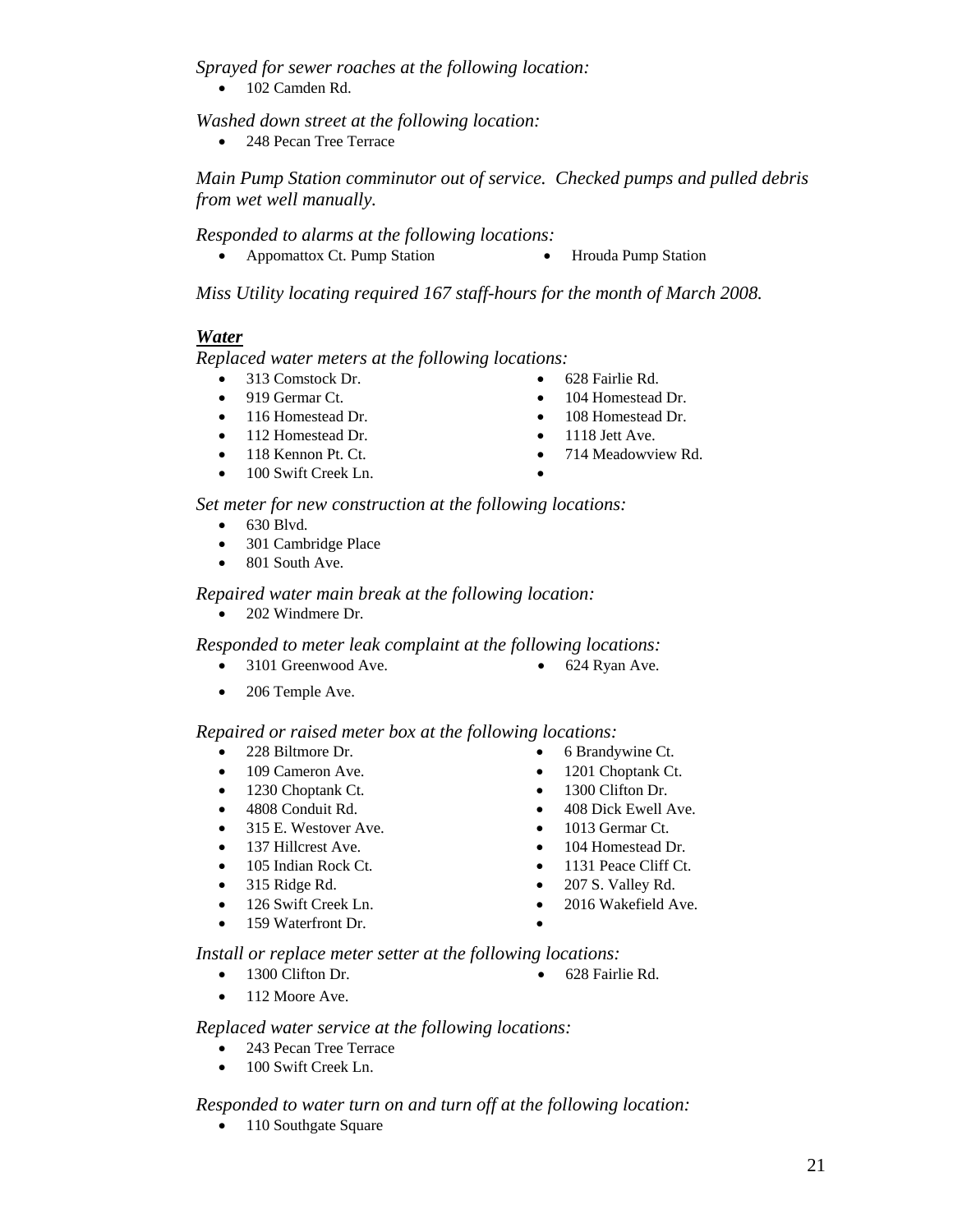*Sprayed for sewer roaches at the following location:*

- 102 Camden Rd.

*Washed down street at the following location:*

- 248 Pecan Tree Terrace

*Main Pump Station comminutor out of service. Checked pumps and pulled debris from wet well manually.*

*Responded to alarms at the following locations:*

- Appomattox Ct. Pump Station
- Hrouda Pump Station

*Miss Utility locating required 167 staff-hours for the month of March 2008.*

## ***Water***

*Replaced water meters at the following locations:*

- 313 Comstock Dr.
- 919 Germar Ct.
- 116 Homestead Dr.
- 112 Homestead Dr.
- 118 Kennon Pt. Ct.
- 100 Swift Creek Ln.
- 628 Fairlie Rd.
- 104 Homestead Dr.
- 108 Homestead Dr.
- 1118 Jett Ave.
- 714 Meadowview Rd.

*Set meter for new construction at the following locations:*

- 630 Blvd.
- 301 Cambridge Place
- 801 South Ave.

*Repaired water main break at the following location:*

- 202 Windmere Dr.

*Responded to meter leak complaint at the following locations:*

- 3101 Greenwood Ave.
- 624 Ryan Ave.
- 206 Temple Ave.

*Repaired or raised meter box at the following locations:*

- 228 Biltmore Dr.
- 109 Cameron Ave.
- 1230 Choptank Ct.
- 4808 Conduit Rd.
- 315 E. Westover Ave.
- 137 Hillcrest Ave.
- 105 Indian Rock Ct.
- 315 Ridge Rd.
- 126 Swift Creek Ln.
- 159 Waterfront Dr.
- 6 Brandywine Ct.
- 1201 Choptank Ct.
- 1300 Clifton Dr.
- 408 Dick Ewell Ave.
- 1013 Germar Ct.
- 104 Homestead Dr.
- 1131 Peace Cliff Ct.
- 207 S. Valley Rd.
- 2016 Wakefield Ave.

*Install or replace meter setter at the following locations:*

- 1300 Clifton Dr.
- 628 Fairlie Rd.
- 112 Moore Ave.

*Replaced water service at the following locations:*

- 243 Pecan Tree Terrace
- 100 Swift Creek Ln.

*Responded to water turn on and turn off at the following location:*

- 110 Southgate Square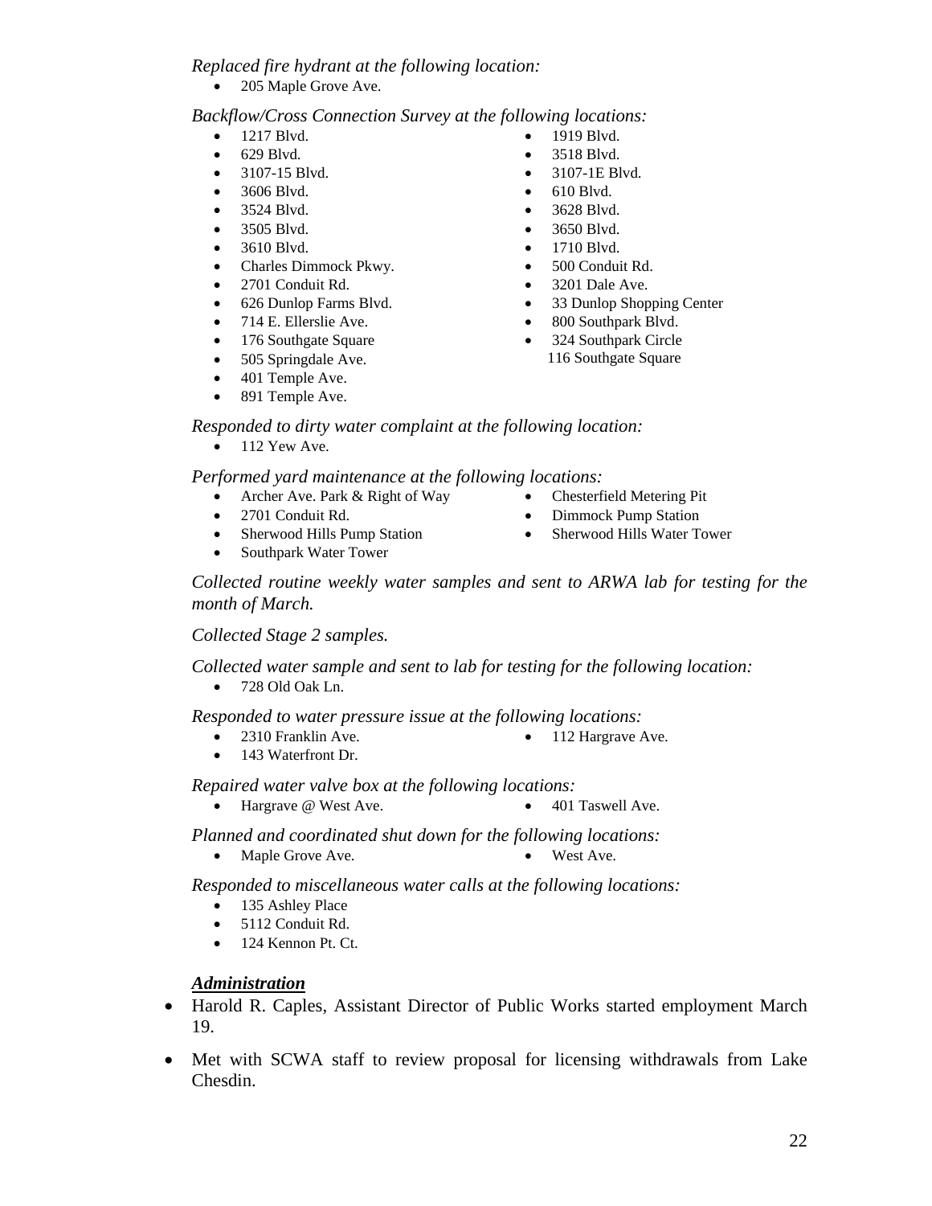*Replaced fire hydrant at the following location:*

- 205 Maple Grove Ave.

*Backflow/Cross Connection Survey at the following locations:*

- 1217 Blvd.
- 629 Blvd.
- 3107-15 Blvd.
- 3606 Blvd.
- 3524 Blvd.
- 3505 Blvd.
- 3610 Blvd.
- Charles Dimmock Pkwy.
- 2701 Conduit Rd.
- 626 Dunlop Farms Blvd.
- 714 E. Ellerslie Ave.
- 176 Southgate Square
- 505 Springdale Ave.
- 401 Temple Ave.
- 891 Temple Ave.
- 1919 Blvd.
- 3518 Blvd.
- 3107-1E Blvd.
- 610 Blvd.
- 3628 Blvd.
- 3650 Blvd.
- 1710 Blvd.
- 500 Conduit Rd.
- 3201 Dale Ave.
- 33 Dunlop Shopping Center
- 800 Southpark Blvd.
- 324 Southpark Circle
  116 Southgate Square

*Responded to dirty water complaint at the following location:*

- 112 Yew Ave.

*Performed yard maintenance at the following locations:*

- Archer Ave. Park & Right of Way
- 2701 Conduit Rd.
- Sherwood Hills Pump Station
- Southpark Water Tower
- Chesterfield Metering Pit
- Dimmock Pump Station
- Sherwood Hills Water Tower

*Collected routine weekly water samples and sent to ARWA lab for testing for the month of March.*

*Collected Stage 2 samples.*

*Collected water sample and sent to lab for testing for the following location:*

- 728 Old Oak Ln.

*Responded to water pressure issue at the following locations:*

- 2310 Franklin Ave.
- 143 Waterfront Dr.
- 112 Hargrave Ave.

*Repaired water valve box at the following locations:*

- Hargrave @ West Ave.
- 401 Taswell Ave.

*Planned and coordinated shut down for the following locations:*

- Maple Grove Ave.
- West Ave.

*Responded to miscellaneous water calls at the following locations:*

- 135 Ashley Place
- 5112 Conduit Rd.
- 124 Kennon Pt. Ct.

***Administration***

- Harold R. Caples, Assistant Director of Public Works started employment March 19.
- Met with SCWA staff to review proposal for licensing withdrawals from Lake Chesdin.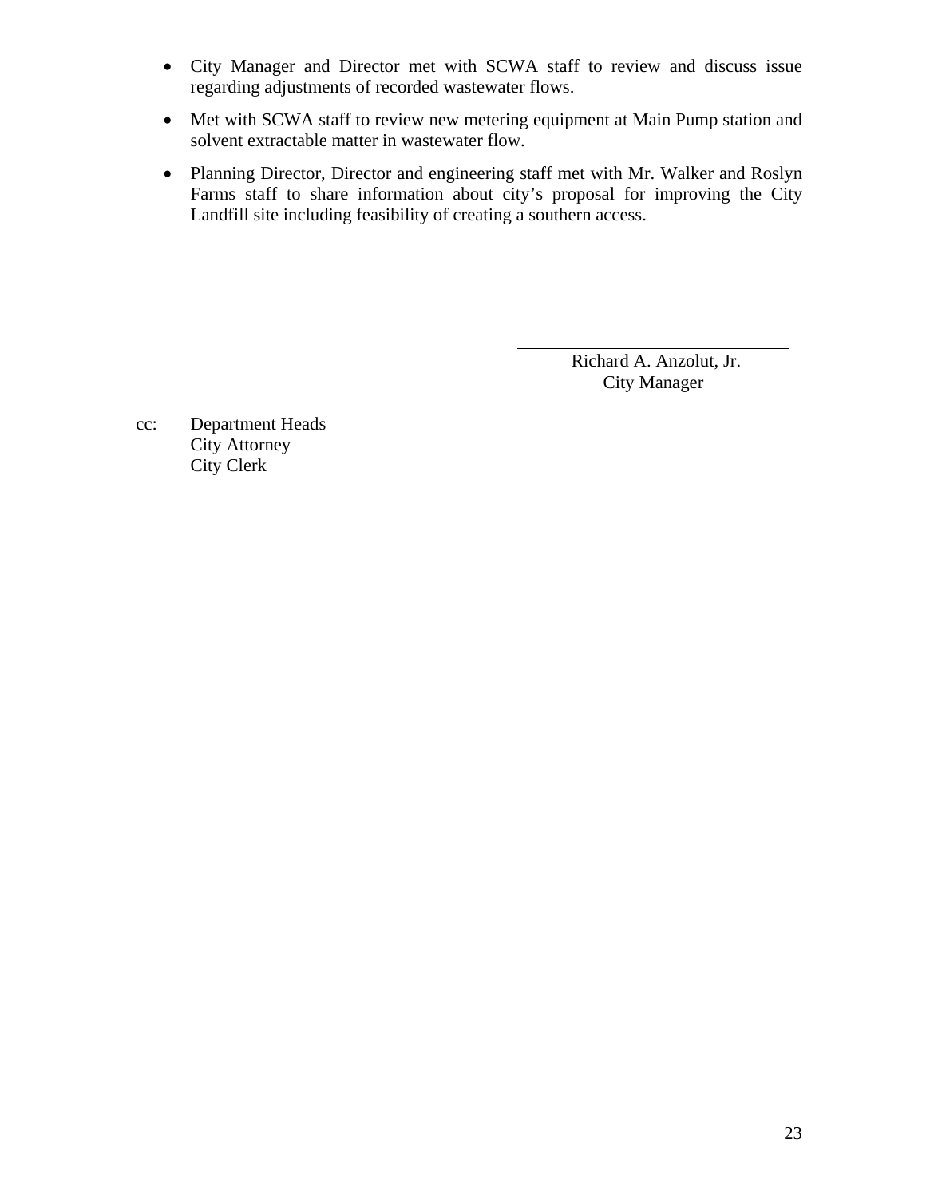- City Manager and Director met with SCWA staff to review and discuss issue regarding adjustments of recorded wastewater flows.
- Met with SCWA staff to review new metering equipment at Main Pump station and solvent extractable matter in wastewater flow.
- Planning Director, Director and engineering staff met with Mr. Walker and Roslyn Farms staff to share information about city's proposal for improving the City Landfill site including feasibility of creating a southern access.

Richard A. Anzolut, Jr.
City Manager

cc: Department Heads
City Attorney
City Clerk